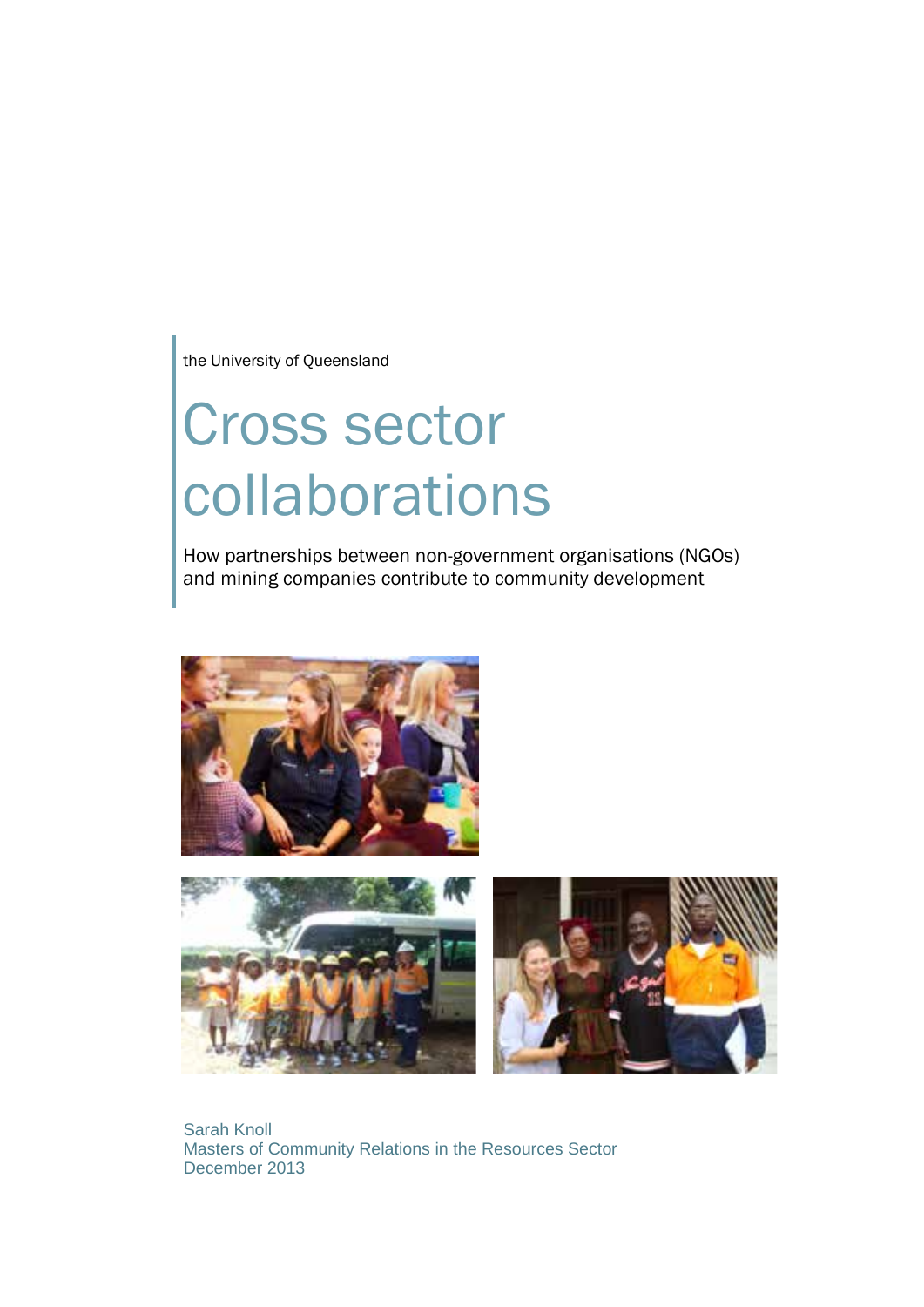the University of Queensland

# Cross sector collaborations

How partnerships between non-government organisations (NGOs) and mining companies contribute to community development

Sarah Knoll
Masters of Community Relations in the Resources Sector
December 2013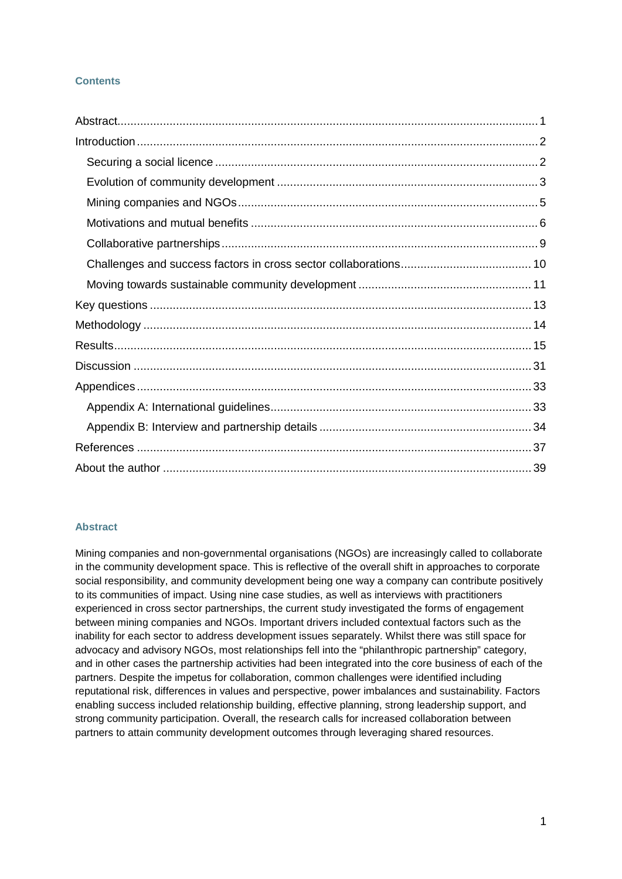## Contents

- Abstract 1
- Introduction 2
  - Securing a social licence 2
  - Evolution of community development 3
  - Mining companies and NGOs 5
  - Motivations and mutual benefits 6
  - Collaborative partnerships 9
  - Challenges and success factors in cross sector collaborations 10
  - Moving towards sustainable community development 11
- Key questions 13
- Methodology 14
- Results 15
- Discussion 31
- Appendices 33
  - Appendix A: International guidelines 33
  - Appendix B: Interview and partnership details 34
- References 37
- About the author 39

## Abstract

Mining companies and non-governmental organisations (NGOs) are increasingly called to collaborate in the community development space. This is reflective of the overall shift in approaches to corporate social responsibility, and community development being one way a company can contribute positively to its communities of impact. Using nine case studies, as well as interviews with practitioners experienced in cross sector partnerships, the current study investigated the forms of engagement between mining companies and NGOs. Important drivers included contextual factors such as the inability for each sector to address development issues separately. Whilst there was still space for advocacy and advisory NGOs, most relationships fell into the "philanthropic partnership" category, and in other cases the partnership activities had been integrated into the core business of each of the partners. Despite the impetus for collaboration, common challenges were identified including reputational risk, differences in values and perspective, power imbalances and sustainability. Factors enabling success included relationship building, effective planning, strong leadership support, and strong community participation. Overall, the research calls for increased collaboration between partners to attain community development outcomes through leveraging shared resources.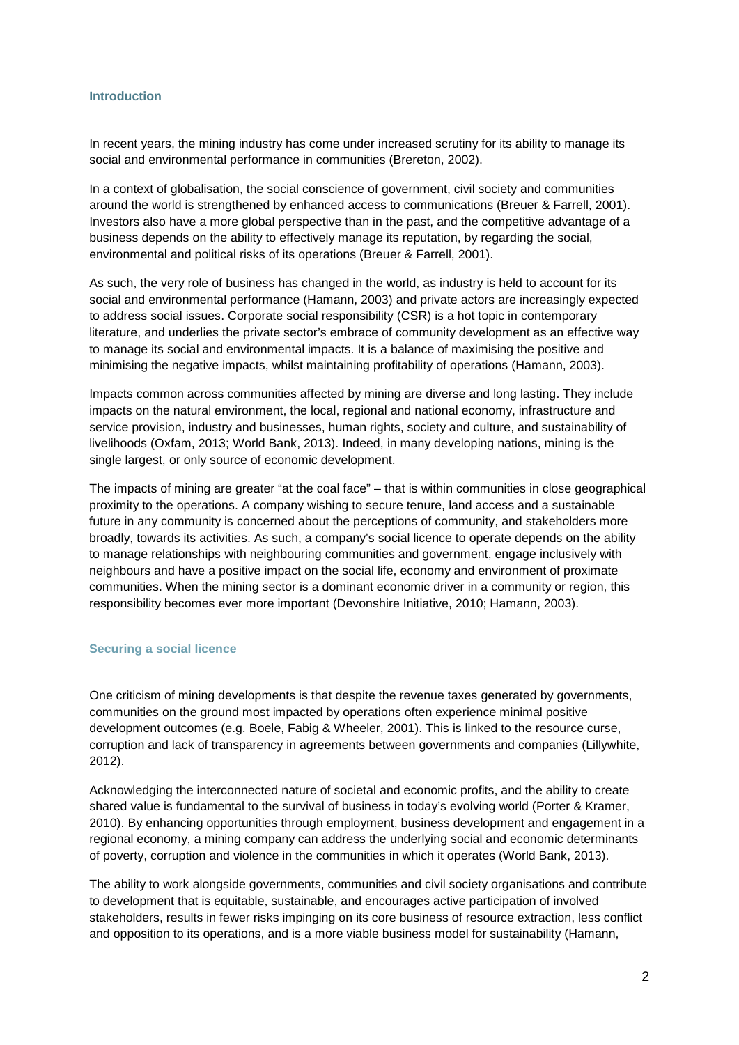## Introduction

In recent years, the mining industry has come under increased scrutiny for its ability to manage its social and environmental performance in communities (Brereton, 2002).

In a context of globalisation, the social conscience of government, civil society and communities around the world is strengthened by enhanced access to communications (Breuer & Farrell, 2001). Investors also have a more global perspective than in the past, and the competitive advantage of a business depends on the ability to effectively manage its reputation, by regarding the social, environmental and political risks of its operations (Breuer & Farrell, 2001).

As such, the very role of business has changed in the world, as industry is held to account for its social and environmental performance (Hamann, 2003) and private actors are increasingly expected to address social issues. Corporate social responsibility (CSR) is a hot topic in contemporary literature, and underlies the private sector's embrace of community development as an effective way to manage its social and environmental impacts. It is a balance of maximising the positive and minimising the negative impacts, whilst maintaining profitability of operations (Hamann, 2003).

Impacts common across communities affected by mining are diverse and long lasting. They include impacts on the natural environment, the local, regional and national economy, infrastructure and service provision, industry and businesses, human rights, society and culture, and sustainability of livelihoods (Oxfam, 2013; World Bank, 2013). Indeed, in many developing nations, mining is the single largest, or only source of economic development.

The impacts of mining are greater "at the coal face" – that is within communities in close geographical proximity to the operations. A company wishing to secure tenure, land access and a sustainable future in any community is concerned about the perceptions of community, and stakeholders more broadly, towards its activities. As such, a company's social licence to operate depends on the ability to manage relationships with neighbouring communities and government, engage inclusively with neighbours and have a positive impact on the social life, economy and environment of proximate communities. When the mining sector is a dominant economic driver in a community or region, this responsibility becomes ever more important (Devonshire Initiative, 2010; Hamann, 2003).

## Securing a social licence

One criticism of mining developments is that despite the revenue taxes generated by governments, communities on the ground most impacted by operations often experience minimal positive development outcomes (e.g. Boele, Fabig & Wheeler, 2001). This is linked to the resource curse, corruption and lack of transparency in agreements between governments and companies (Lillywhite, 2012).

Acknowledging the interconnected nature of societal and economic profits, and the ability to create shared value is fundamental to the survival of business in today's evolving world (Porter & Kramer, 2010). By enhancing opportunities through employment, business development and engagement in a regional economy, a mining company can address the underlying social and economic determinants of poverty, corruption and violence in the communities in which it operates (World Bank, 2013).

The ability to work alongside governments, communities and civil society organisations and contribute to development that is equitable, sustainable, and encourages active participation of involved stakeholders, results in fewer risks impinging on its core business of resource extraction, less conflict and opposition to its operations, and is a more viable business model for sustainability (Hamann,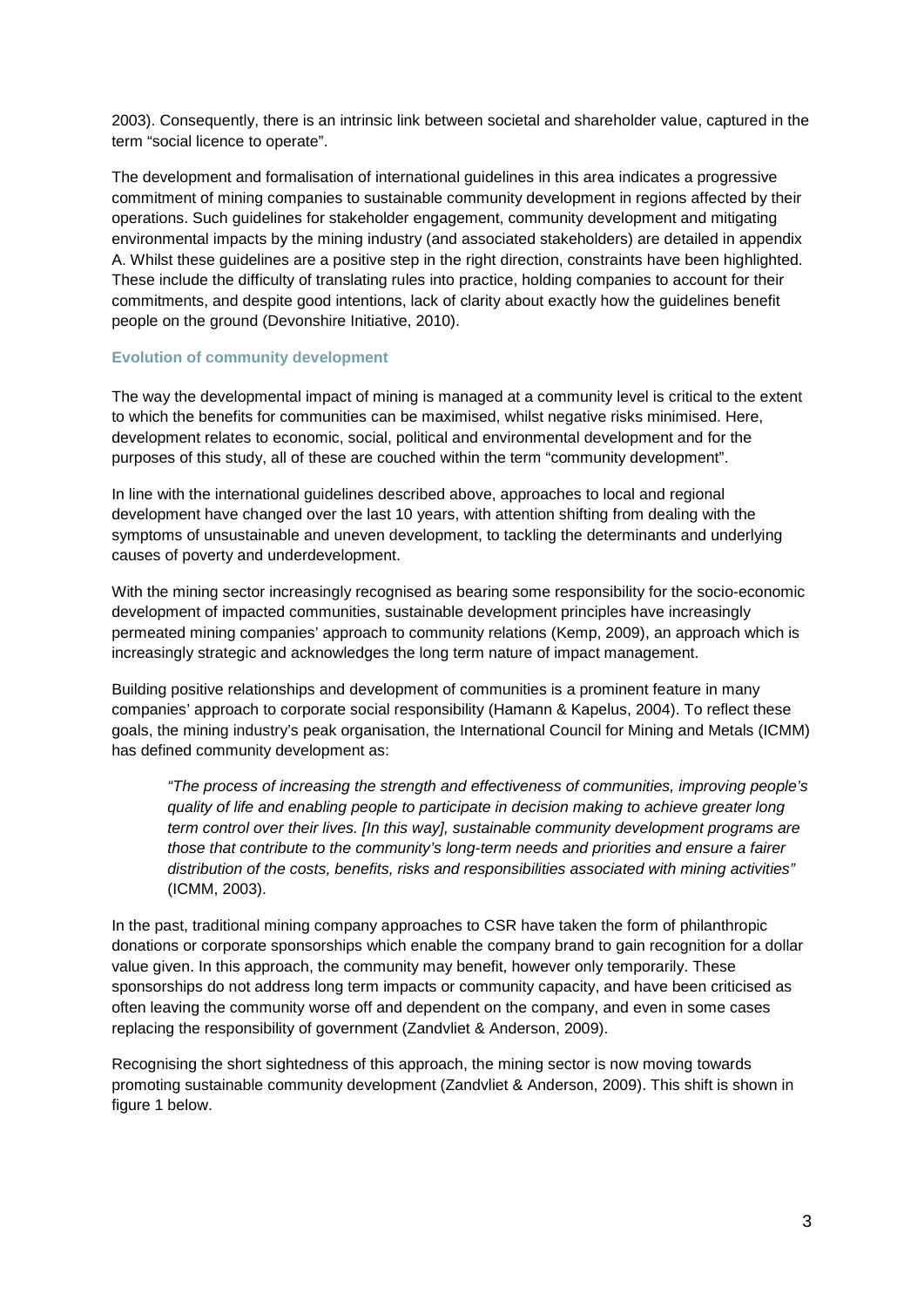2003). Consequently, there is an intrinsic link between societal and shareholder value, captured in the term "social licence to operate".

The development and formalisation of international guidelines in this area indicates a progressive commitment of mining companies to sustainable community development in regions affected by their operations. Such guidelines for stakeholder engagement, community development and mitigating environmental impacts by the mining industry (and associated stakeholders) are detailed in appendix A. Whilst these guidelines are a positive step in the right direction, constraints have been highlighted. These include the difficulty of translating rules into practice, holding companies to account for their commitments, and despite good intentions, lack of clarity about exactly how the guidelines benefit people on the ground (Devonshire Initiative, 2010).

### Evolution of community development

The way the developmental impact of mining is managed at a community level is critical to the extent to which the benefits for communities can be maximised, whilst negative risks minimised. Here, development relates to economic, social, political and environmental development and for the purposes of this study, all of these are couched within the term "community development".

In line with the international guidelines described above, approaches to local and regional development have changed over the last 10 years, with attention shifting from dealing with the symptoms of unsustainable and uneven development, to tackling the determinants and underlying causes of poverty and underdevelopment.

With the mining sector increasingly recognised as bearing some responsibility for the socio-economic development of impacted communities, sustainable development principles have increasingly permeated mining companies' approach to community relations (Kemp, 2009), an approach which is increasingly strategic and acknowledges the long term nature of impact management.

Building positive relationships and development of communities is a prominent feature in many companies' approach to corporate social responsibility (Hamann & Kapelus, 2004). To reflect these goals, the mining industry's peak organisation, the International Council for Mining and Metals (ICMM) has defined community development as:

> *"The process of increasing the strength and effectiveness of communities, improving people's quality of life and enabling people to participate in decision making to achieve greater long term control over their lives. [In this way], sustainable community development programs are those that contribute to the community's long-term needs and priorities and ensure a fairer distribution of the costs, benefits, risks and responsibilities associated with mining activities"* (ICMM, 2003).

In the past, traditional mining company approaches to CSR have taken the form of philanthropic donations or corporate sponsorships which enable the company brand to gain recognition for a dollar value given. In this approach, the community may benefit, however only temporarily. These sponsorships do not address long term impacts or community capacity, and have been criticised as often leaving the community worse off and dependent on the company, and even in some cases replacing the responsibility of government (Zandvliet & Anderson, 2009).

Recognising the short sightedness of this approach, the mining sector is now moving towards promoting sustainable community development (Zandvliet & Anderson, 2009). This shift is shown in figure 1 below.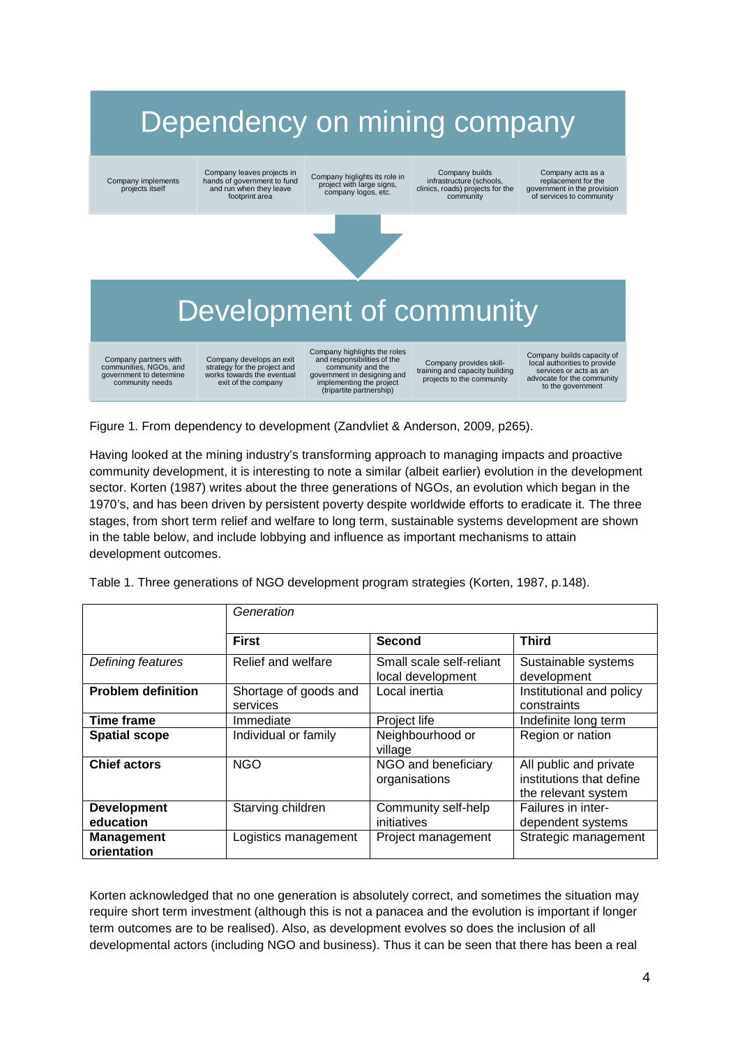# Dependency on mining company

| Company implements projects itself | Company leaves projects in hands of government to fund and run when they leave footprint area | Company higlights its role in project with large signs, company logos, etc. | Company builds infrastructure (schools, clinics, roads) projects for the community | Company acts as a replacement for the government in the provision of services to community |
|---|---|---|---|---|

# Development of community

| Company partners with communities, NGOs, and government to determine community needs | Company develops an exit strategy for the project and works towards the eventual exit of the company | Company highlights the roles and responsibilities of the community and the government in designing and implementing the project (tripartite partnership) | Company provides skill-training and capacity building projects to the community | Company builds capacity of local authorities to provide services or acts as an advocate for the community to the government |
|---|---|---|---|---|

Figure 1. From dependency to development (Zandvliet & Anderson, 2009, p265).

Having looked at the mining industry's transforming approach to managing impacts and proactive community development, it is interesting to note a similar (albeit earlier) evolution in the development sector. Korten (1987) writes about the three generations of NGOs, an evolution which began in the 1970's, and has been driven by persistent poverty despite worldwide efforts to eradicate it. The three stages, from short term relief and welfare to long term, sustainable systems development are shown in the table below, and include lobbying and influence as important mechanisms to attain development outcomes.

Table 1. Three generations of NGO development program strategies (Korten, 1987, p.148).

| | *Generation* | | |
|---|---|---|---|
| | **First** | **Second** | **Third** |
| *Defining features* | Relief and welfare | Small scale self-reliant local development | Sustainable systems development |
| **Problem definition** | Shortage of goods and services | Local inertia | Institutional and policy constraints |
| **Time frame** | Immediate | Project life | Indefinite long term |
| **Spatial scope** | Individual or family | Neighbourhood or village | Region or nation |
| **Chief actors** | NGO | NGO and beneficiary organisations | All public and private institutions that define the relevant system |
| **Development education** | Starving children | Community self-help initiatives | Failures in inter-dependent systems |
| **Management orientation** | Logistics management | Project management | Strategic management |

Korten acknowledged that no one generation is absolutely correct, and sometimes the situation may require short term investment (although this is not a panacea and the evolution is important if longer term outcomes are to be realised). Also, as development evolves so does the inclusion of all developmental actors (including NGO and business). Thus it can be seen that there has been a real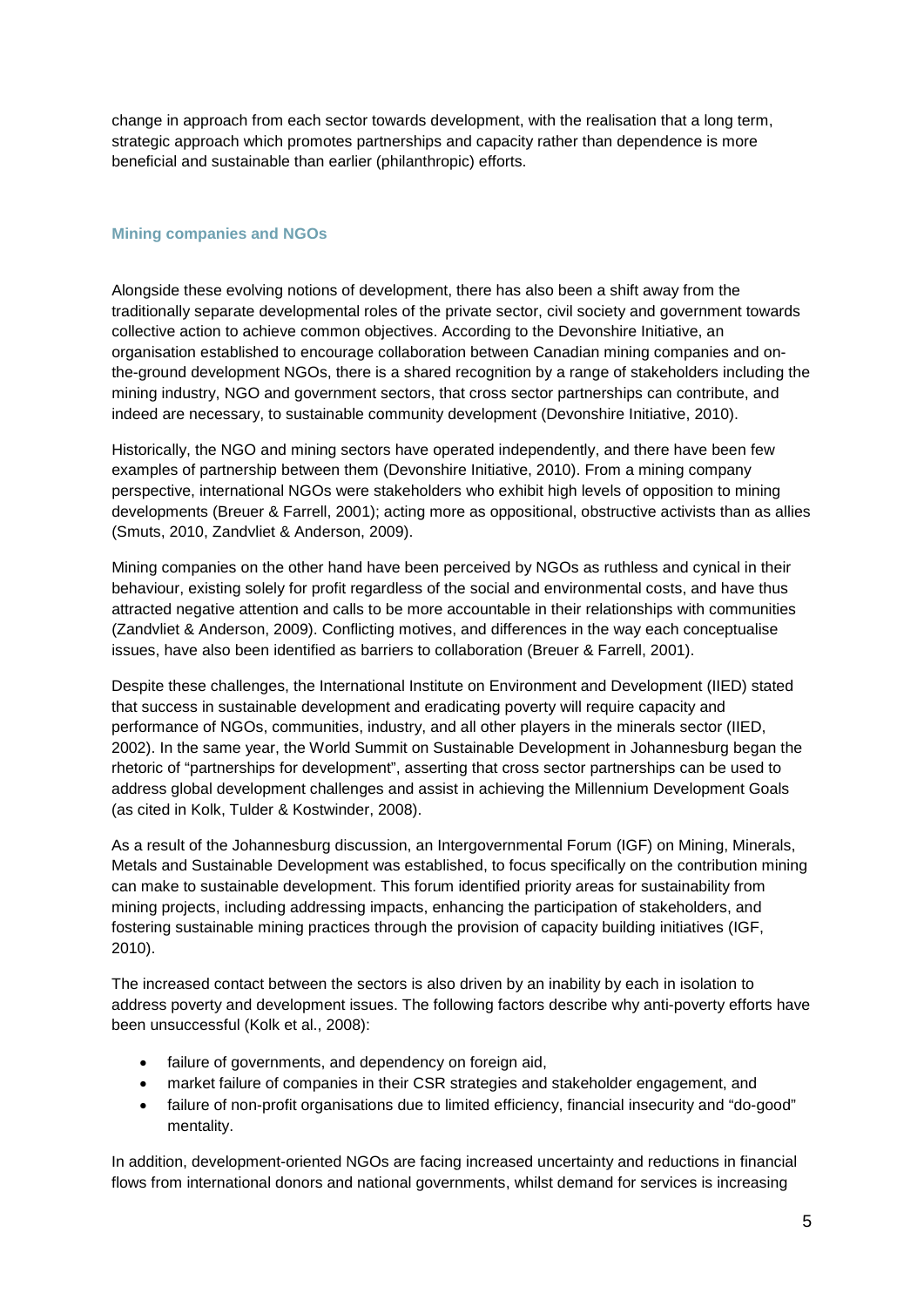change in approach from each sector towards development, with the realisation that a long term, strategic approach which promotes partnerships and capacity rather than dependence is more beneficial and sustainable than earlier (philanthropic) efforts.

### Mining companies and NGOs

Alongside these evolving notions of development, there has also been a shift away from the traditionally separate developmental roles of the private sector, civil society and government towards collective action to achieve common objectives. According to the Devonshire Initiative, an organisation established to encourage collaboration between Canadian mining companies and on-the-ground development NGOs, there is a shared recognition by a range of stakeholders including the mining industry, NGO and government sectors, that cross sector partnerships can contribute, and indeed are necessary, to sustainable community development (Devonshire Initiative, 2010).

Historically, the NGO and mining sectors have operated independently, and there have been few examples of partnership between them (Devonshire Initiative, 2010). From a mining company perspective, international NGOs were stakeholders who exhibit high levels of opposition to mining developments (Breuer & Farrell, 2001); acting more as oppositional, obstructive activists than as allies (Smuts, 2010, Zandvliet & Anderson, 2009).

Mining companies on the other hand have been perceived by NGOs as ruthless and cynical in their behaviour, existing solely for profit regardless of the social and environmental costs, and have thus attracted negative attention and calls to be more accountable in their relationships with communities (Zandvliet & Anderson, 2009). Conflicting motives, and differences in the way each conceptualise issues, have also been identified as barriers to collaboration (Breuer & Farrell, 2001).

Despite these challenges, the International Institute on Environment and Development (IIED) stated that success in sustainable development and eradicating poverty will require capacity and performance of NGOs, communities, industry, and all other players in the minerals sector (IIED, 2002). In the same year, the World Summit on Sustainable Development in Johannesburg began the rhetoric of "partnerships for development", asserting that cross sector partnerships can be used to address global development challenges and assist in achieving the Millennium Development Goals (as cited in Kolk, Tulder & Kostwinder, 2008).

As a result of the Johannesburg discussion, an Intergovernmental Forum (IGF) on Mining, Minerals, Metals and Sustainable Development was established, to focus specifically on the contribution mining can make to sustainable development. This forum identified priority areas for sustainability from mining projects, including addressing impacts, enhancing the participation of stakeholders, and fostering sustainable mining practices through the provision of capacity building initiatives (IGF, 2010).

The increased contact between the sectors is also driven by an inability by each in isolation to address poverty and development issues. The following factors describe why anti-poverty efforts have been unsuccessful (Kolk et al., 2008):

- failure of governments, and dependency on foreign aid,
- market failure of companies in their CSR strategies and stakeholder engagement, and
- failure of non-profit organisations due to limited efficiency, financial insecurity and "do-good" mentality.

In addition, development-oriented NGOs are facing increased uncertainty and reductions in financial flows from international donors and national governments, whilst demand for services is increasing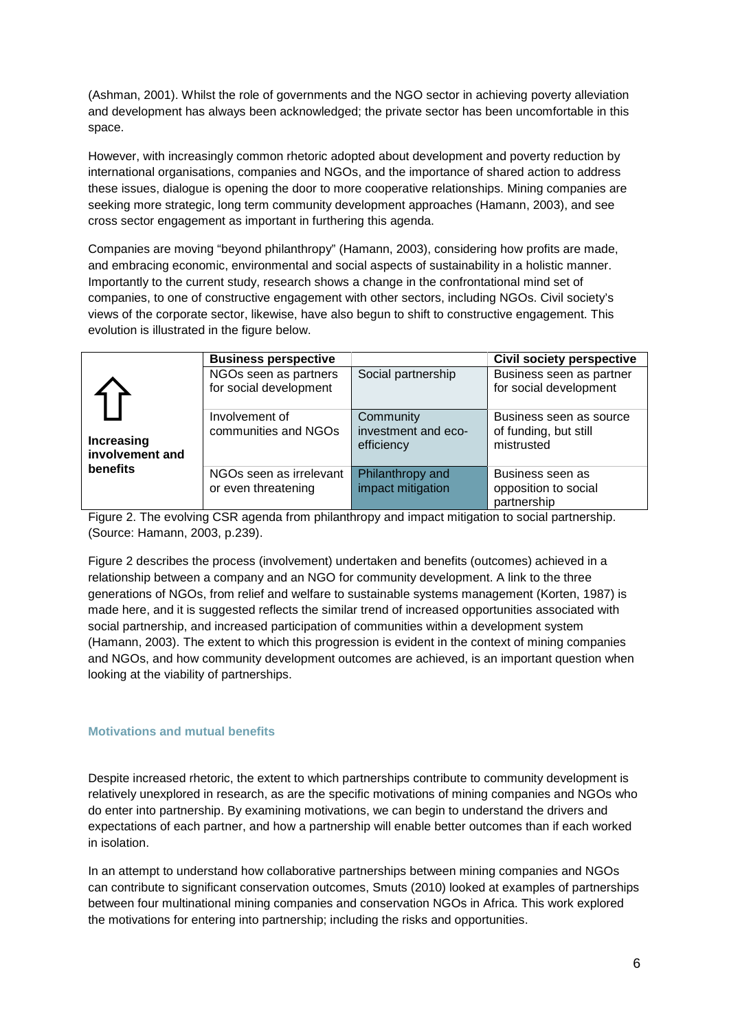(Ashman, 2001). Whilst the role of governments and the NGO sector in achieving poverty alleviation and development has always been acknowledged; the private sector has been uncomfortable in this space.

However, with increasingly common rhetoric adopted about development and poverty reduction by international organisations, companies and NGOs, and the importance of shared action to address these issues, dialogue is opening the door to more cooperative relationships. Mining companies are seeking more strategic, long term community development approaches (Hamann, 2003), and see cross sector engagement as important in furthering this agenda.

Companies are moving "beyond philanthropy" (Hamann, 2003), considering how profits are made, and embracing economic, environmental and social aspects of sustainability in a holistic manner. Importantly to the current study, research shows a change in the confrontational mind set of companies, to one of constructive engagement with other sectors, including NGOs. Civil society's views of the corporate sector, likewise, have also begun to shift to constructive engagement. This evolution is illustrated in the figure below.

| ⇧ Increasing involvement and benefits | **Business perspective** | | **Civil society perspective** |
|---|---|---|---|
| | NGOs seen as partners for social development | Social partnership | Business seen as partner for social development |
| | Involvement of communities and NGOs | Community investment and eco-efficiency | Business seen as source of funding, but still mistrusted |
| | NGOs seen as irrelevant or even threatening | Philanthropy and impact mitigation | Business seen as opposition to social partnership |

Figure 2. The evolving CSR agenda from philanthropy and impact mitigation to social partnership. (Source: Hamann, 2003, p.239).

Figure 2 describes the process (involvement) undertaken and benefits (outcomes) achieved in a relationship between a company and an NGO for community development. A link to the three generations of NGOs, from relief and welfare to sustainable systems management (Korten, 1987) is made here, and it is suggested reflects the similar trend of increased opportunities associated with social partnership, and increased participation of communities within a development system (Hamann, 2003). The extent to which this progression is evident in the context of mining companies and NGOs, and how community development outcomes are achieved, is an important question when looking at the viability of partnerships.

### Motivations and mutual benefits

Despite increased rhetoric, the extent to which partnerships contribute to community development is relatively unexplored in research, as are the specific motivations of mining companies and NGOs who do enter into partnership. By examining motivations, we can begin to understand the drivers and expectations of each partner, and how a partnership will enable better outcomes than if each worked in isolation.

In an attempt to understand how collaborative partnerships between mining companies and NGOs can contribute to significant conservation outcomes, Smuts (2010) looked at examples of partnerships between four multinational mining companies and conservation NGOs in Africa. This work explored the motivations for entering into partnership; including the risks and opportunities.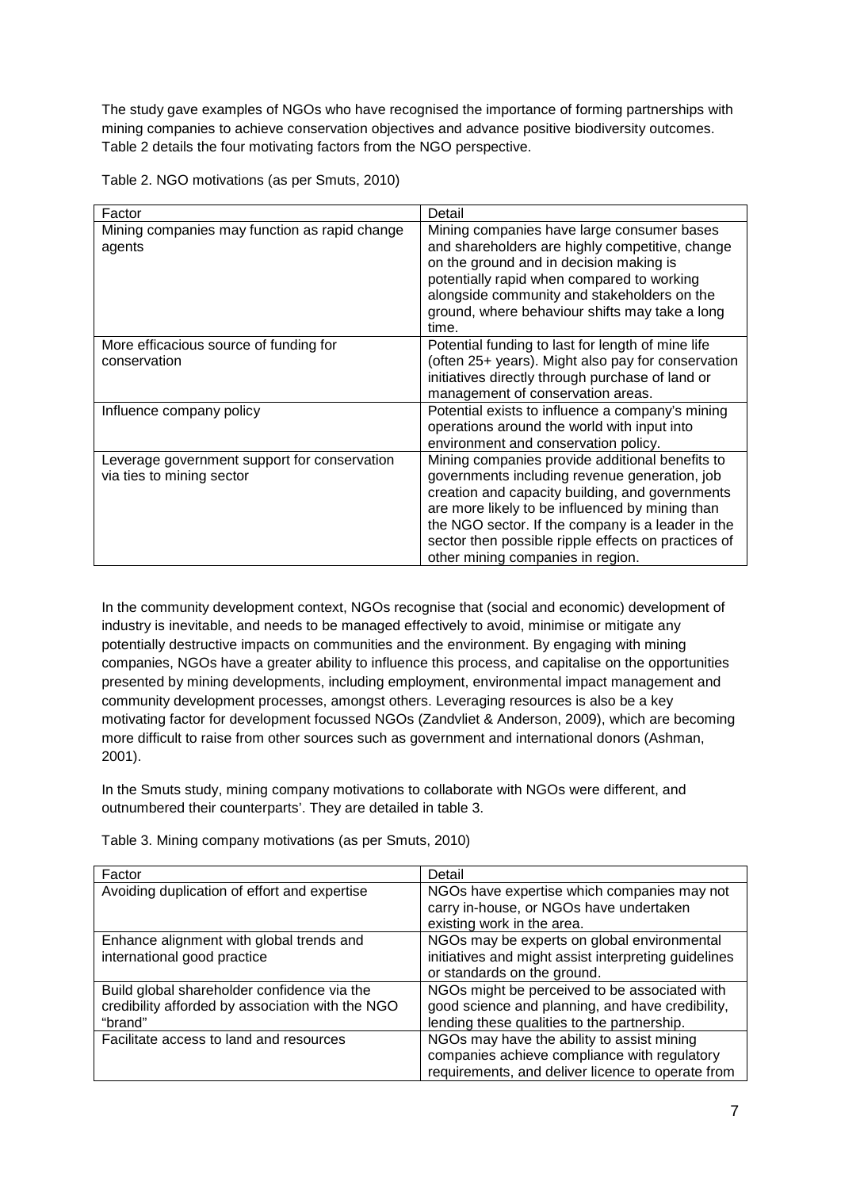The study gave examples of NGOs who have recognised the importance of forming partnerships with mining companies to achieve conservation objectives and advance positive biodiversity outcomes. Table 2 details the four motivating factors from the NGO perspective.

Table 2. NGO motivations (as per Smuts, 2010)

| Factor | Detail |
| --- | --- |
| Mining companies may function as rapid change agents | Mining companies have large consumer bases and shareholders are highly competitive, change on the ground and in decision making is potentially rapid when compared to working alongside community and stakeholders on the ground, where behaviour shifts may take a long time. |
| More efficacious source of funding for conservation | Potential funding to last for length of mine life (often 25+ years). Might also pay for conservation initiatives directly through purchase of land or management of conservation areas. |
| Influence company policy | Potential exists to influence a company's mining operations around the world with input into environment and conservation policy. |
| Leverage government support for conservation via ties to mining sector | Mining companies provide additional benefits to governments including revenue generation, job creation and capacity building, and governments are more likely to be influenced by mining than the NGO sector. If the company is a leader in the sector then possible ripple effects on practices of other mining companies in region. |

In the community development context, NGOs recognise that (social and economic) development of industry is inevitable, and needs to be managed effectively to avoid, minimise or mitigate any potentially destructive impacts on communities and the environment. By engaging with mining companies, NGOs have a greater ability to influence this process, and capitalise on the opportunities presented by mining developments, including employment, environmental impact management and community development processes, amongst others. Leveraging resources is also be a key motivating factor for development focussed NGOs (Zandvliet & Anderson, 2009), which are becoming more difficult to raise from other sources such as government and international donors (Ashman, 2001).

In the Smuts study, mining company motivations to collaborate with NGOs were different, and outnumbered their counterparts'. They are detailed in table 3.

Table 3. Mining company motivations (as per Smuts, 2010)

| Factor | Detail |
| --- | --- |
| Avoiding duplication of effort and expertise | NGOs have expertise which companies may not carry in-house, or NGOs have undertaken existing work in the area. |
| Enhance alignment with global trends and international good practice | NGOs may be experts on global environmental initiatives and might assist interpreting guidelines or standards on the ground. |
| Build global shareholder confidence via the credibility afforded by association with the NGO "brand" | NGOs might be perceived to be associated with good science and planning, and have credibility, lending these qualities to the partnership. |
| Facilitate access to land and resources | NGOs may have the ability to assist mining companies achieve compliance with regulatory requirements, and deliver licence to operate from |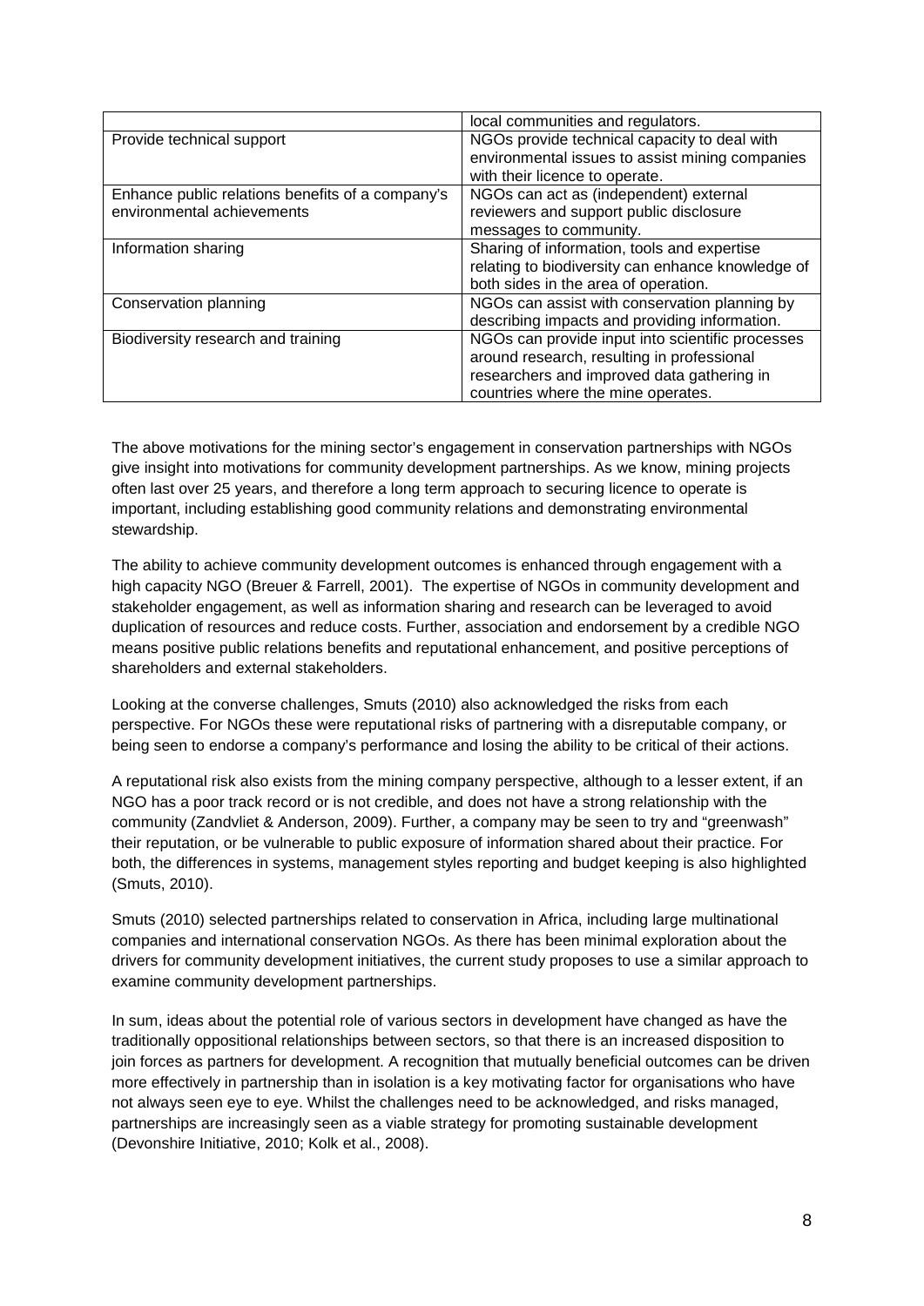| | local communities and regulators. |
|---|---|
| Provide technical support | NGOs provide technical capacity to deal with environmental issues to assist mining companies with their licence to operate. |
| Enhance public relations benefits of a company's environmental achievements | NGOs can act as (independent) external reviewers and support public disclosure messages to community. |
| Information sharing | Sharing of information, tools and expertise relating to biodiversity can enhance knowledge of both sides in the area of operation. |
| Conservation planning | NGOs can assist with conservation planning by describing impacts and providing information. |
| Biodiversity research and training | NGOs can provide input into scientific processes around research, resulting in professional researchers and improved data gathering in countries where the mine operates. |

The above motivations for the mining sector's engagement in conservation partnerships with NGOs give insight into motivations for community development partnerships. As we know, mining projects often last over 25 years, and therefore a long term approach to securing licence to operate is important, including establishing good community relations and demonstrating environmental stewardship.

The ability to achieve community development outcomes is enhanced through engagement with a high capacity NGO (Breuer & Farrell, 2001). The expertise of NGOs in community development and stakeholder engagement, as well as information sharing and research can be leveraged to avoid duplication of resources and reduce costs. Further, association and endorsement by a credible NGO means positive public relations benefits and reputational enhancement, and positive perceptions of shareholders and external stakeholders.

Looking at the converse challenges, Smuts (2010) also acknowledged the risks from each perspective. For NGOs these were reputational risks of partnering with a disreputable company, or being seen to endorse a company's performance and losing the ability to be critical of their actions.

A reputational risk also exists from the mining company perspective, although to a lesser extent, if an NGO has a poor track record or is not credible, and does not have a strong relationship with the community (Zandvliet & Anderson, 2009). Further, a company may be seen to try and "greenwash" their reputation, or be vulnerable to public exposure of information shared about their practice. For both, the differences in systems, management styles reporting and budget keeping is also highlighted (Smuts, 2010).

Smuts (2010) selected partnerships related to conservation in Africa, including large multinational companies and international conservation NGOs. As there has been minimal exploration about the drivers for community development initiatives, the current study proposes to use a similar approach to examine community development partnerships.

In sum, ideas about the potential role of various sectors in development have changed as have the traditionally oppositional relationships between sectors, so that there is an increased disposition to join forces as partners for development. A recognition that mutually beneficial outcomes can be driven more effectively in partnership than in isolation is a key motivating factor for organisations who have not always seen eye to eye. Whilst the challenges need to be acknowledged, and risks managed, partnerships are increasingly seen as a viable strategy for promoting sustainable development (Devonshire Initiative, 2010; Kolk et al., 2008).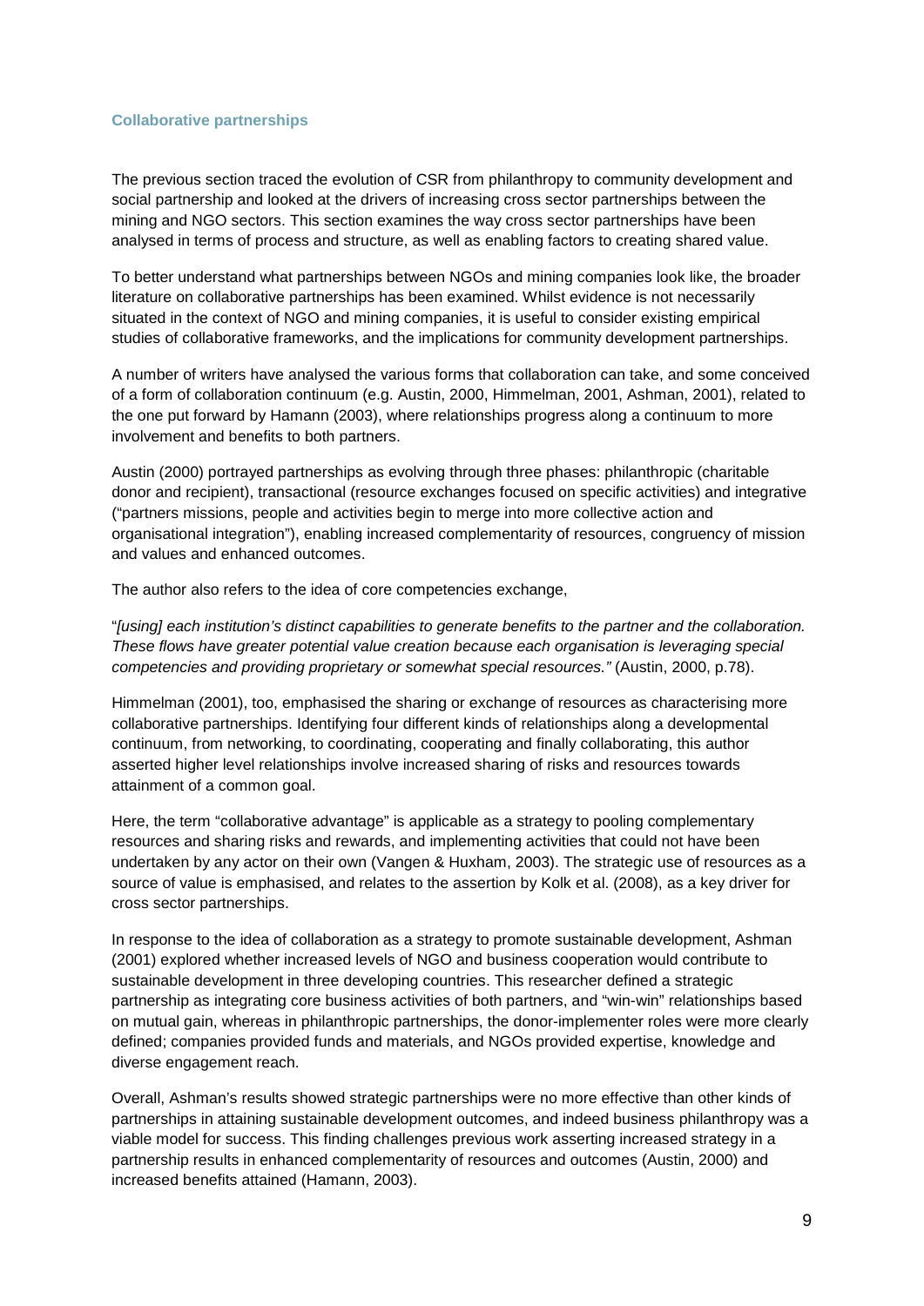### Collaborative partnerships

The previous section traced the evolution of CSR from philanthropy to community development and social partnership and looked at the drivers of increasing cross sector partnerships between the mining and NGO sectors. This section examines the way cross sector partnerships have been analysed in terms of process and structure, as well as enabling factors to creating shared value.

To better understand what partnerships between NGOs and mining companies look like, the broader literature on collaborative partnerships has been examined. Whilst evidence is not necessarily situated in the context of NGO and mining companies, it is useful to consider existing empirical studies of collaborative frameworks, and the implications for community development partnerships.

A number of writers have analysed the various forms that collaboration can take, and some conceived of a form of collaboration continuum (e.g. Austin, 2000, Himmelman, 2001, Ashman, 2001), related to the one put forward by Hamann (2003), where relationships progress along a continuum to more involvement and benefits to both partners.

Austin (2000) portrayed partnerships as evolving through three phases: philanthropic (charitable donor and recipient), transactional (resource exchanges focused on specific activities) and integrative ("partners missions, people and activities begin to merge into more collective action and organisational integration"), enabling increased complementarity of resources, congruency of mission and values and enhanced outcomes.

The author also refers to the idea of core competencies exchange,

"*[using] each institution's distinct capabilities to generate benefits to the partner and the collaboration. These flows have greater potential value creation because each organisation is leveraging special competencies and providing proprietary or somewhat special resources."* (Austin, 2000, p.78).

Himmelman (2001), too, emphasised the sharing or exchange of resources as characterising more collaborative partnerships. Identifying four different kinds of relationships along a developmental continuum, from networking, to coordinating, cooperating and finally collaborating, this author asserted higher level relationships involve increased sharing of risks and resources towards attainment of a common goal.

Here, the term "collaborative advantage" is applicable as a strategy to pooling complementary resources and sharing risks and rewards, and implementing activities that could not have been undertaken by any actor on their own (Vangen & Huxham, 2003). The strategic use of resources as a source of value is emphasised, and relates to the assertion by Kolk et al. (2008), as a key driver for cross sector partnerships.

In response to the idea of collaboration as a strategy to promote sustainable development, Ashman (2001) explored whether increased levels of NGO and business cooperation would contribute to sustainable development in three developing countries. This researcher defined a strategic partnership as integrating core business activities of both partners, and "win-win" relationships based on mutual gain, whereas in philanthropic partnerships, the donor-implementer roles were more clearly defined; companies provided funds and materials, and NGOs provided expertise, knowledge and diverse engagement reach.

Overall, Ashman's results showed strategic partnerships were no more effective than other kinds of partnerships in attaining sustainable development outcomes, and indeed business philanthropy was a viable model for success. This finding challenges previous work asserting increased strategy in a partnership results in enhanced complementarity of resources and outcomes (Austin, 2000) and increased benefits attained (Hamann, 2003).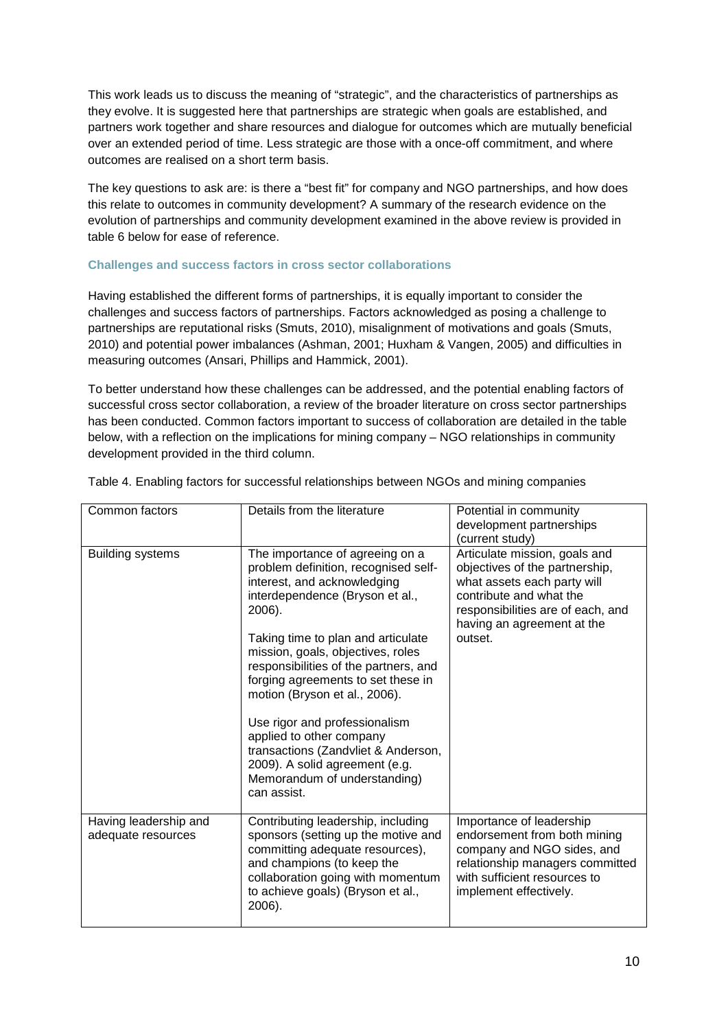This work leads us to discuss the meaning of "strategic", and the characteristics of partnerships as they evolve. It is suggested here that partnerships are strategic when goals are established, and partners work together and share resources and dialogue for outcomes which are mutually beneficial over an extended period of time. Less strategic are those with a once-off commitment, and where outcomes are realised on a short term basis.

The key questions to ask are: is there a "best fit" for company and NGO partnerships, and how does this relate to outcomes in community development? A summary of the research evidence on the evolution of partnerships and community development examined in the above review is provided in table 6 below for ease of reference.

### Challenges and success factors in cross sector collaborations

Having established the different forms of partnerships, it is equally important to consider the challenges and success factors of partnerships. Factors acknowledged as posing a challenge to partnerships are reputational risks (Smuts, 2010), misalignment of motivations and goals (Smuts, 2010) and potential power imbalances (Ashman, 2001; Huxham & Vangen, 2005) and difficulties in measuring outcomes (Ansari, Phillips and Hammick, 2001).

To better understand how these challenges can be addressed, and the potential enabling factors of successful cross sector collaboration, a review of the broader literature on cross sector partnerships has been conducted. Common factors important to success of collaboration are detailed in the table below, with a reflection on the implications for mining company – NGO relationships in community development provided in the third column.

Table 4. Enabling factors for successful relationships between NGOs and mining companies

| Common factors | Details from the literature | Potential in community development partnerships (current study) |
|---|---|---|
| Building systems | The importance of agreeing on a problem definition, recognised self-interest, and acknowledging interdependence (Bryson et al., 2006).<br><br>Taking time to plan and articulate mission, goals, objectives, roles responsibilities of the partners, and forging agreements to set these in motion (Bryson et al., 2006).<br><br>Use rigor and professionalism applied to other company transactions (Zandvliet & Anderson, 2009). A solid agreement (e.g. Memorandum of understanding) can assist. | Articulate mission, goals and objectives of the partnership, what assets each party will contribute and what the responsibilities are of each, and having an agreement at the outset. |
| Having leadership and adequate resources | Contributing leadership, including sponsors (setting up the motive and committing adequate resources), and champions (to keep the collaboration going with momentum to achieve goals) (Bryson et al., 2006). | Importance of leadership endorsement from both mining company and NGO sides, and relationship managers committed with sufficient resources to implement effectively. |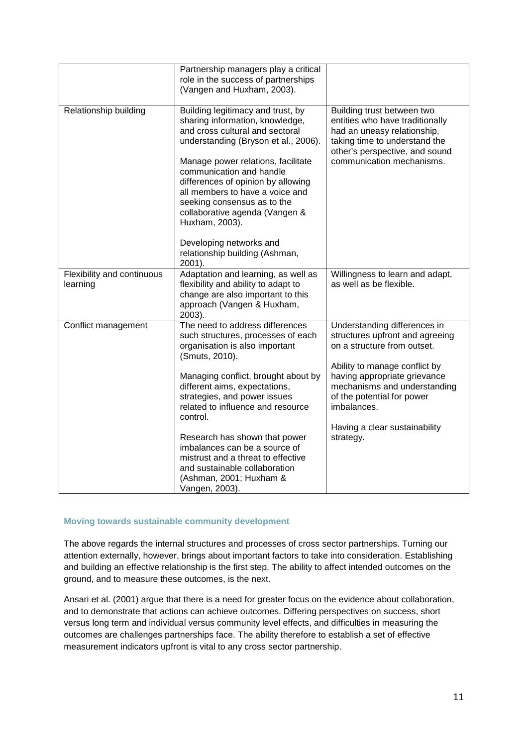| | | |
|---|---|---|
| | Partnership managers play a critical role in the success of partnerships (Vangen and Huxham, 2003). | |
| Relationship building | Building legitimacy and trust, by sharing information, knowledge, and cross cultural and sectoral understanding (Bryson et al., 2006).<br><br>Manage power relations, facilitate communication and handle differences of opinion by allowing all members to have a voice and seeking consensus as to the collaborative agenda (Vangen & Huxham, 2003).<br><br>Developing networks and relationship building (Ashman, 2001). | Building trust between two entities who have traditionally had an uneasy relationship, taking time to understand the other's perspective, and sound communication mechanisms. |
| Flexibility and continuous learning | Adaptation and learning, as well as flexibility and ability to adapt to change are also important to this approach (Vangen & Huxham, 2003). | Willingness to learn and adapt, as well as be flexible. |
| Conflict management | The need to address differences such structures, processes of each organisation is also important (Smuts, 2010).<br><br>Managing conflict, brought about by different aims, expectations, strategies, and power issues related to influence and resource control.<br><br>Research has shown that power imbalances can be a source of mistrust and a threat to effective and sustainable collaboration (Ashman, 2001; Huxham & Vangen, 2003). | Understanding differences in structures upfront and agreeing on a structure from outset.<br><br>Ability to manage conflict by having appropriate grievance mechanisms and understanding of the potential for power imbalances.<br><br>Having a clear sustainability strategy. |

### Moving towards sustainable community development

The above regards the internal structures and processes of cross sector partnerships. Turning our attention externally, however, brings about important factors to take into consideration. Establishing and building an effective relationship is the first step. The ability to affect intended outcomes on the ground, and to measure these outcomes, is the next.

Ansari et al. (2001) argue that there is a need for greater focus on the evidence about collaboration, and to demonstrate that actions can achieve outcomes. Differing perspectives on success, short versus long term and individual versus community level effects, and difficulties in measuring the outcomes are challenges partnerships face. The ability therefore to establish a set of effective measurement indicators upfront is vital to any cross sector partnership.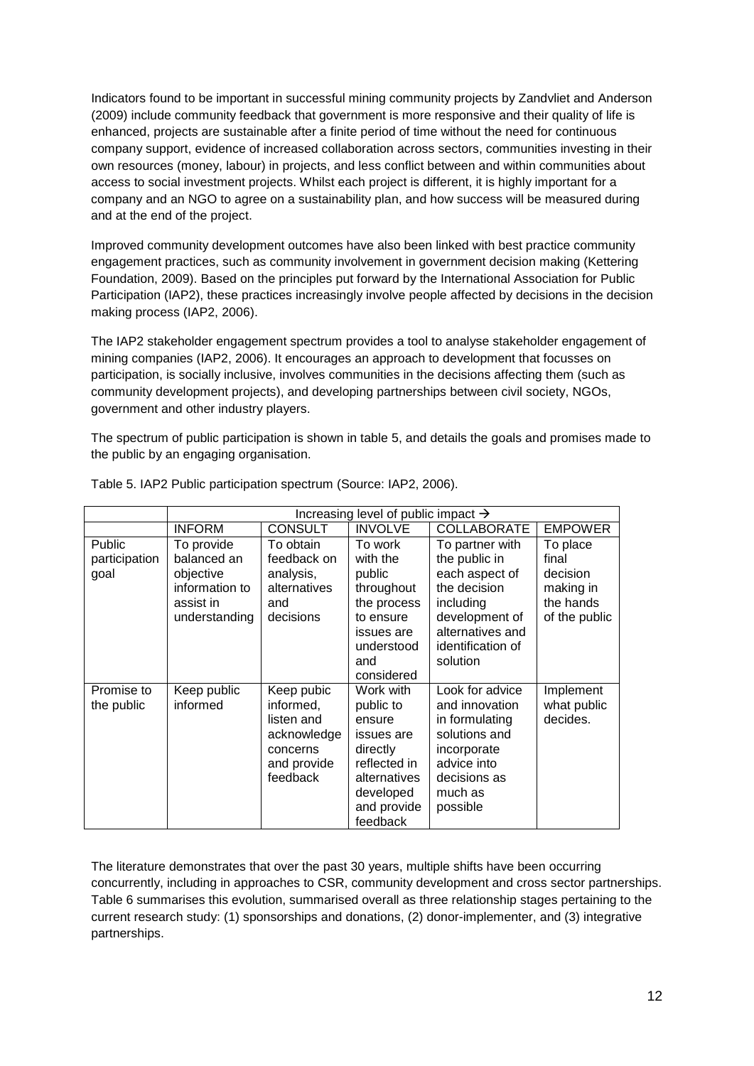Indicators found to be important in successful mining community projects by Zandvliet and Anderson (2009) include community feedback that government is more responsive and their quality of life is enhanced, projects are sustainable after a finite period of time without the need for continuous company support, evidence of increased collaboration across sectors, communities investing in their own resources (money, labour) in projects, and less conflict between and within communities about access to social investment projects. Whilst each project is different, it is highly important for a company and an NGO to agree on a sustainability plan, and how success will be measured during and at the end of the project.

Improved community development outcomes have also been linked with best practice community engagement practices, such as community involvement in government decision making (Kettering Foundation, 2009). Based on the principles put forward by the International Association for Public Participation (IAP2), these practices increasingly involve people affected by decisions in the decision making process (IAP2, 2006).

The IAP2 stakeholder engagement spectrum provides a tool to analyse stakeholder engagement of mining companies (IAP2, 2006). It encourages an approach to development that focusses on participation, is socially inclusive, involves communities in the decisions affecting them (such as community development projects), and developing partnerships between civil society, NGOs, government and other industry players.

The spectrum of public participation is shown in table 5, and details the goals and promises made to the public by an engaging organisation.

Table 5. IAP2 Public participation spectrum (Source: IAP2, 2006).

| | Increasing level of public impact → | | | | |
|---|---|---|---|---|---|
| | INFORM | CONSULT | INVOLVE | COLLABORATE | EMPOWER |
| Public participation goal | To provide balanced an objective information to assist in understanding | To obtain feedback on analysis, alternatives and decisions | To work with the public throughout the process to ensure issues are understood and considered | To partner with the public in each aspect of the decision including development of alternatives and identification of solution | To place final decision making in the hands of the public |
| Promise to the public | Keep public informed | Keep pubic informed, listen and acknowledge concerns and provide feedback | Work with public to ensure issues are directly reflected in alternatives developed and provide feedback | Look for advice and innovation in formulating solutions and incorporate advice into decisions as much as possible | Implement what public decides. |

The literature demonstrates that over the past 30 years, multiple shifts have been occurring concurrently, including in approaches to CSR, community development and cross sector partnerships. Table 6 summarises this evolution, summarised overall as three relationship stages pertaining to the current research study: (1) sponsorships and donations, (2) donor-implementer, and (3) integrative partnerships.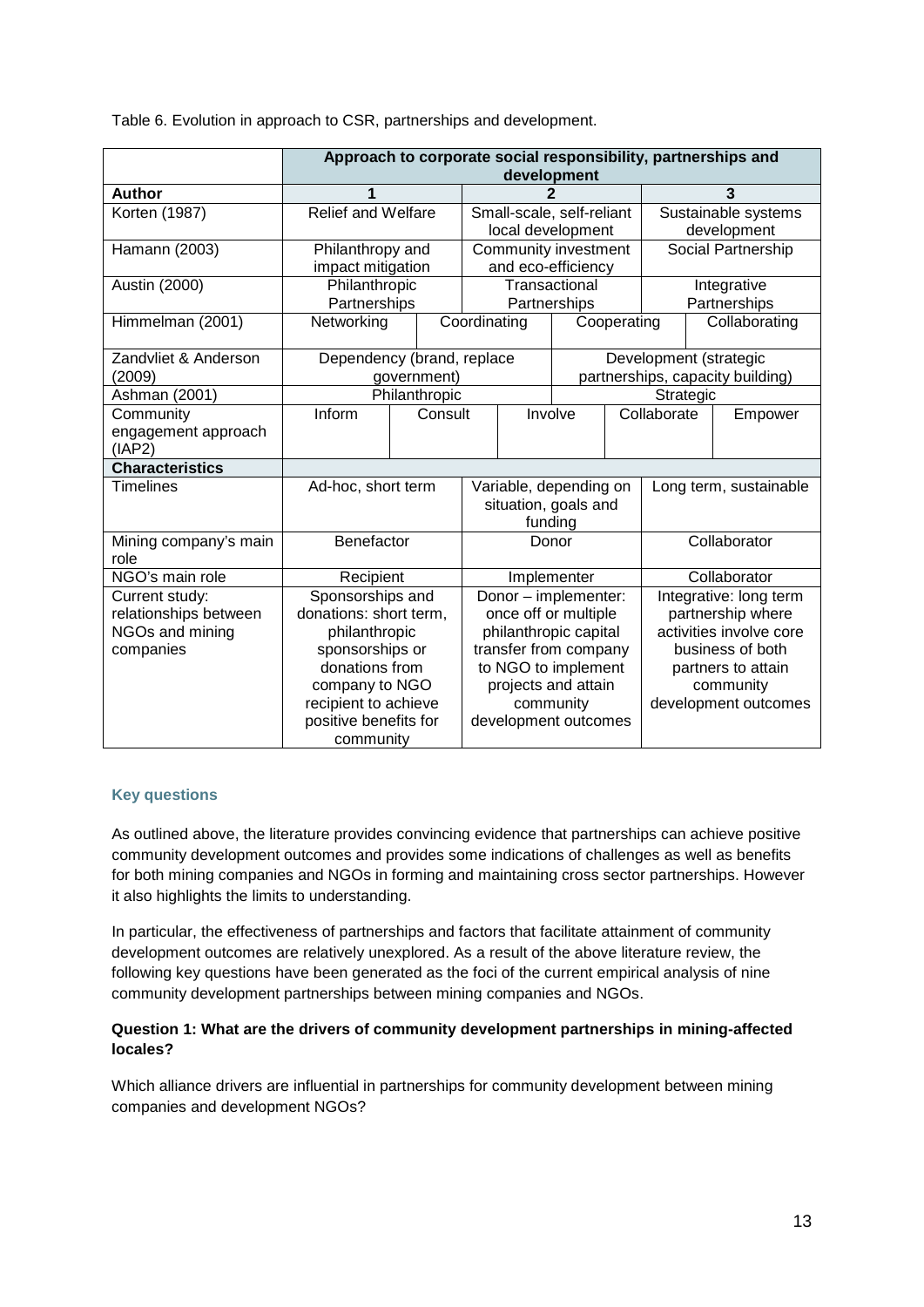Table 6. Evolution in approach to CSR, partnerships and development.

| | Approach to corporate social responsibility, partnerships and development | | | | | |
|---|---|---|---|---|---|---|
| **Author** | **1** | | **2** | | **3** | |
| Korten (1987) | Relief and Welfare | | Small-scale, self-reliant local development | | Sustainable systems development | |
| Hamann (2003) | Philanthropy and impact mitigation | | Community investment and eco-efficiency | | Social Partnership | |
| Austin (2000) | Philanthropic Partnerships | | Transactional Partnerships | | Integrative Partnerships | |
| Himmelman (2001) | Networking | Coordinating | | Cooperating | | Collaborating |
| Zandvliet & Anderson (2009) | Dependency (brand, replace government) | | | Development (strategic partnerships, capacity building) | | |
| Ashman (2001) | Philanthropic | | | Strategic | | |
| Community engagement approach (IAP2) | Inform | Consult | Involve | | Collaborate | Empower |
| **Characteristics** | | | | | | |
| Timelines | Ad-hoc, short term | | Variable, depending on situation, goals and funding | | Long term, sustainable | |
| Mining company's main role | Benefactor | | Donor | | Collaborator | |
| NGO's main role | Recipient | | Implementer | | Collaborator | |
| Current study: relationships between NGOs and mining companies | Sponsorships and donations: short term, philanthropic sponsorships or donations from company to NGO recipient to achieve positive benefits for community | | Donor – implementer: once off or multiple philanthropic capital transfer from company to NGO to implement projects and attain community development outcomes | | Integrative: long term partnership where activities involve core business of both partners to attain community development outcomes | |

### Key questions

As outlined above, the literature provides convincing evidence that partnerships can achieve positive community development outcomes and provides some indications of challenges as well as benefits for both mining companies and NGOs in forming and maintaining cross sector partnerships. However it also highlights the limits to understanding.

In particular, the effectiveness of partnerships and factors that facilitate attainment of community development outcomes are relatively unexplored. As a result of the above literature review, the following key questions have been generated as the foci of the current empirical analysis of nine community development partnerships between mining companies and NGOs.

**Question 1: What are the drivers of community development partnerships in mining-affected locales?**

Which alliance drivers are influential in partnerships for community development between mining companies and development NGOs?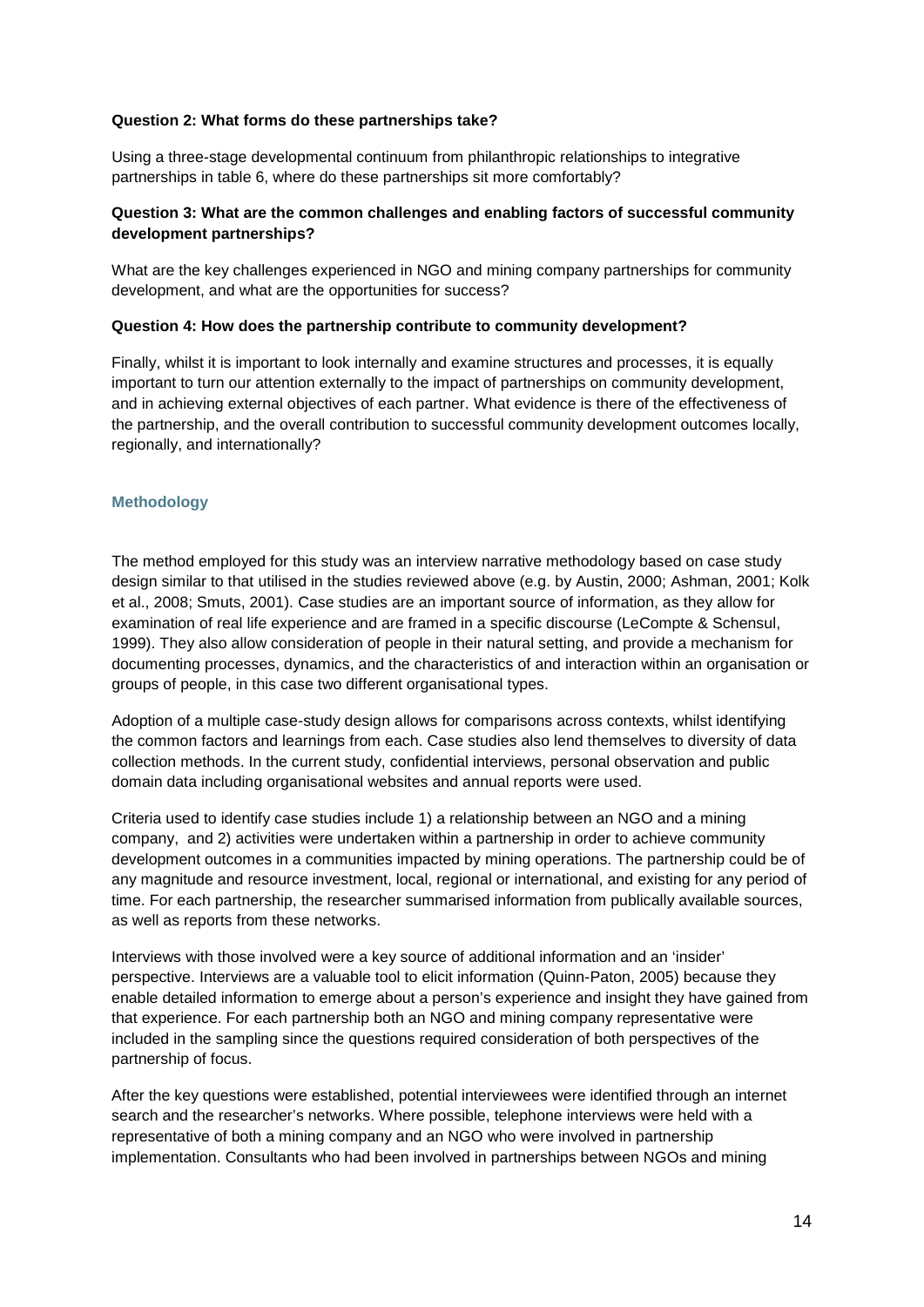**Question 2: What forms do these partnerships take?**

Using a three-stage developmental continuum from philanthropic relationships to integrative partnerships in table 6, where do these partnerships sit more comfortably?

**Question 3: What are the common challenges and enabling factors of successful community development partnerships?**

What are the key challenges experienced in NGO and mining company partnerships for community development, and what are the opportunities for success?

**Question 4: How does the partnership contribute to community development?**

Finally, whilst it is important to look internally and examine structures and processes, it is equally important to turn our attention externally to the impact of partnerships on community development, and in achieving external objectives of each partner. What evidence is there of the effectiveness of the partnership, and the overall contribution to successful community development outcomes locally, regionally, and internationally?

## Methodology

The method employed for this study was an interview narrative methodology based on case study design similar to that utilised in the studies reviewed above (e.g. by Austin, 2000; Ashman, 2001; Kolk et al., 2008; Smuts, 2001). Case studies are an important source of information, as they allow for examination of real life experience and are framed in a specific discourse (LeCompte & Schensul, 1999). They also allow consideration of people in their natural setting, and provide a mechanism for documenting processes, dynamics, and the characteristics of and interaction within an organisation or groups of people, in this case two different organisational types.

Adoption of a multiple case-study design allows for comparisons across contexts, whilst identifying the common factors and learnings from each. Case studies also lend themselves to diversity of data collection methods. In the current study, confidential interviews, personal observation and public domain data including organisational websites and annual reports were used.

Criteria used to identify case studies include 1) a relationship between an NGO and a mining company, and 2) activities were undertaken within a partnership in order to achieve community development outcomes in a communities impacted by mining operations. The partnership could be of any magnitude and resource investment, local, regional or international, and existing for any period of time. For each partnership, the researcher summarised information from publically available sources, as well as reports from these networks.

Interviews with those involved were a key source of additional information and an 'insider' perspective. Interviews are a valuable tool to elicit information (Quinn-Paton, 2005) because they enable detailed information to emerge about a person's experience and insight they have gained from that experience. For each partnership both an NGO and mining company representative were included in the sampling since the questions required consideration of both perspectives of the partnership of focus.

After the key questions were established, potential interviewees were identified through an internet search and the researcher's networks. Where possible, telephone interviews were held with a representative of both a mining company and an NGO who were involved in partnership implementation. Consultants who had been involved in partnerships between NGOs and mining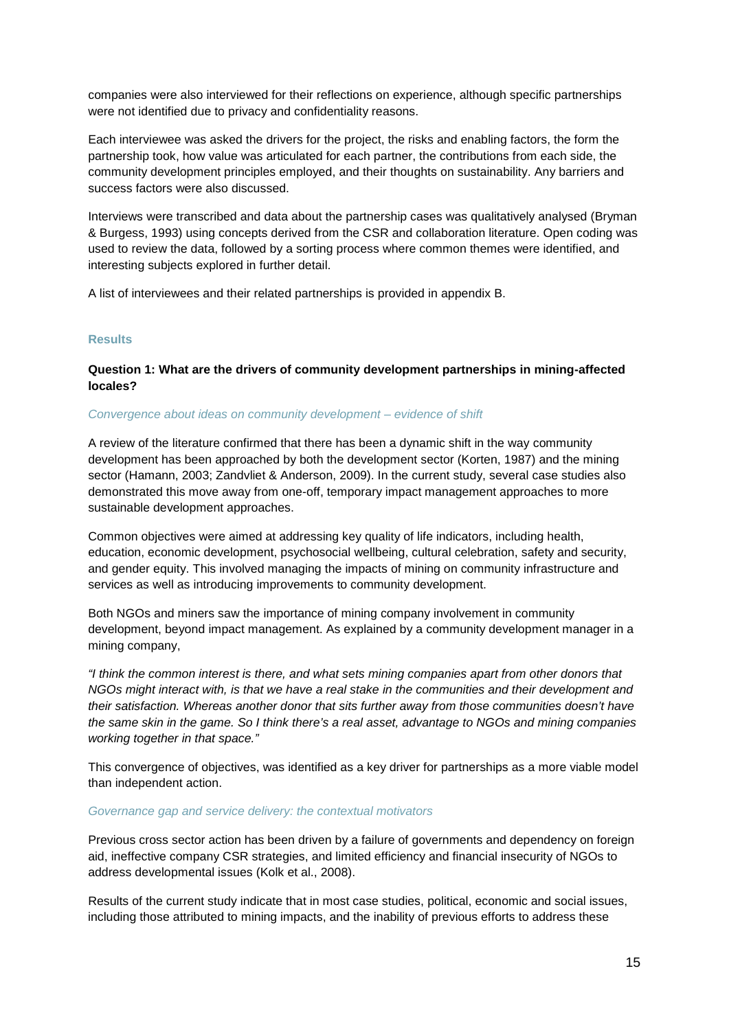companies were also interviewed for their reflections on experience, although specific partnerships were not identified due to privacy and confidentiality reasons.

Each interviewee was asked the drivers for the project, the risks and enabling factors, the form the partnership took, how value was articulated for each partner, the contributions from each side, the community development principles employed, and their thoughts on sustainability. Any barriers and success factors were also discussed.

Interviews were transcribed and data about the partnership cases was qualitatively analysed (Bryman & Burgess, 1993) using concepts derived from the CSR and collaboration literature. Open coding was used to review the data, followed by a sorting process where common themes were identified, and interesting subjects explored in further detail.

A list of interviewees and their related partnerships is provided in appendix B.

## Results

### Question 1: What are the drivers of community development partnerships in mining-affected locales?

*Convergence about ideas on community development – evidence of shift*

A review of the literature confirmed that there has been a dynamic shift in the way community development has been approached by both the development sector (Korten, 1987) and the mining sector (Hamann, 2003; Zandvliet & Anderson, 2009). In the current study, several case studies also demonstrated this move away from one-off, temporary impact management approaches to more sustainable development approaches.

Common objectives were aimed at addressing key quality of life indicators, including health, education, economic development, psychosocial wellbeing, cultural celebration, safety and security, and gender equity. This involved managing the impacts of mining on community infrastructure and services as well as introducing improvements to community development.

Both NGOs and miners saw the importance of mining company involvement in community development, beyond impact management. As explained by a community development manager in a mining company,

*"I think the common interest is there, and what sets mining companies apart from other donors that NGOs might interact with, is that we have a real stake in the communities and their development and their satisfaction. Whereas another donor that sits further away from those communities doesn't have the same skin in the game. So I think there's a real asset, advantage to NGOs and mining companies working together in that space."*

This convergence of objectives, was identified as a key driver for partnerships as a more viable model than independent action.

*Governance gap and service delivery: the contextual motivators*

Previous cross sector action has been driven by a failure of governments and dependency on foreign aid, ineffective company CSR strategies, and limited efficiency and financial insecurity of NGOs to address developmental issues (Kolk et al., 2008).

Results of the current study indicate that in most case studies, political, economic and social issues, including those attributed to mining impacts, and the inability of previous efforts to address these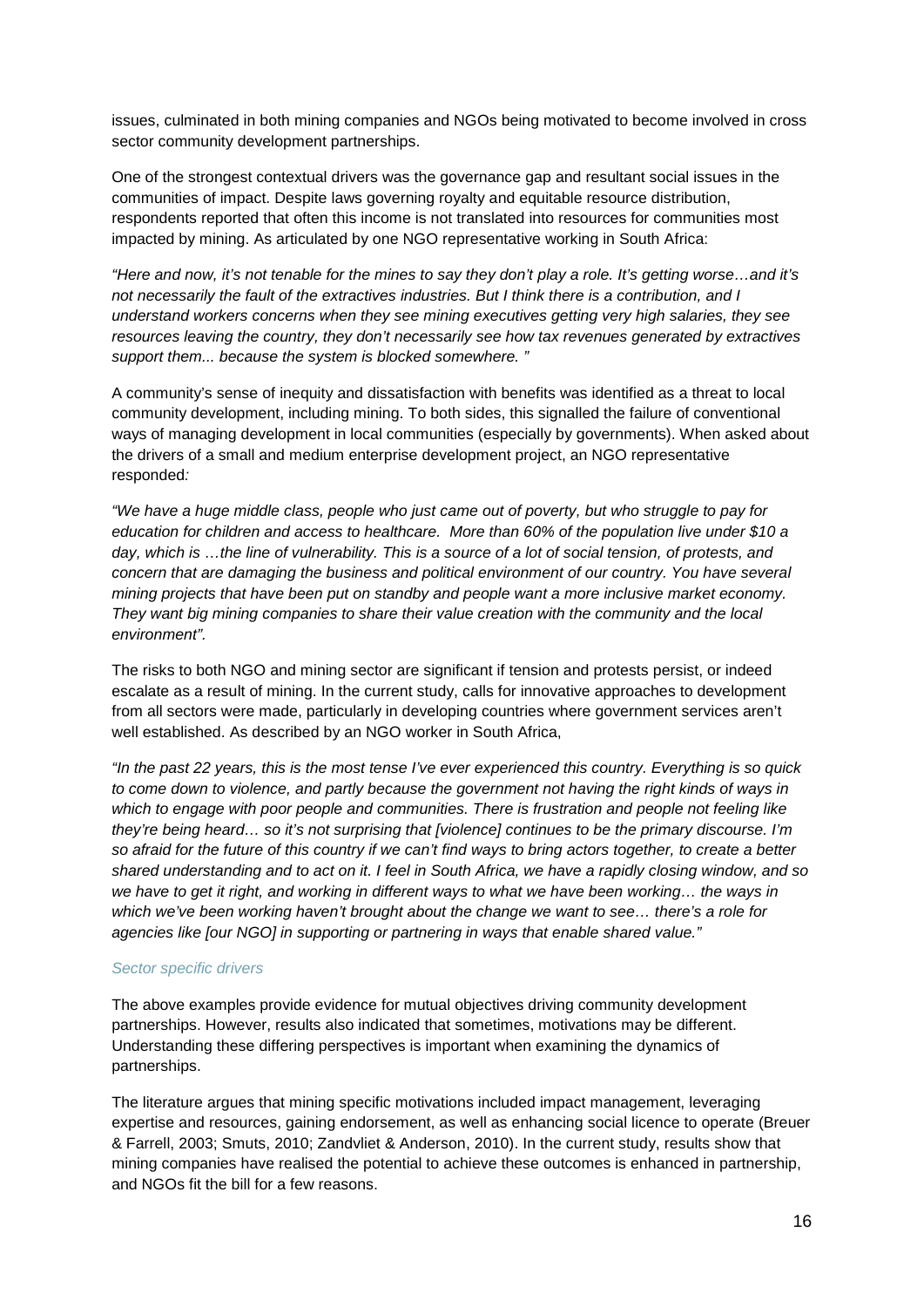issues, culminated in both mining companies and NGOs being motivated to become involved in cross sector community development partnerships.

One of the strongest contextual drivers was the governance gap and resultant social issues in the communities of impact. Despite laws governing royalty and equitable resource distribution, respondents reported that often this income is not translated into resources for communities most impacted by mining. As articulated by one NGO representative working in South Africa:

*"Here and now, it's not tenable for the mines to say they don't play a role. It's getting worse…and it's not necessarily the fault of the extractives industries. But I think there is a contribution, and I understand workers concerns when they see mining executives getting very high salaries, they see resources leaving the country, they don't necessarily see how tax revenues generated by extractives support them... because the system is blocked somewhere. "*

A community's sense of inequity and dissatisfaction with benefits was identified as a threat to local community development, including mining. To both sides, this signalled the failure of conventional ways of managing development in local communities (especially by governments). When asked about the drivers of a small and medium enterprise development project, an NGO representative responded:

*"We have a huge middle class, people who just came out of poverty, but who struggle to pay for education for children and access to healthcare. More than 60% of the population live under $10 a day, which is …the line of vulnerability. This is a source of a lot of social tension, of protests, and concern that are damaging the business and political environment of our country. You have several mining projects that have been put on standby and people want a more inclusive market economy. They want big mining companies to share their value creation with the community and the local environment".*

The risks to both NGO and mining sector are significant if tension and protests persist, or indeed escalate as a result of mining. In the current study, calls for innovative approaches to development from all sectors were made, particularly in developing countries where government services aren't well established. As described by an NGO worker in South Africa,

*"In the past 22 years, this is the most tense I've ever experienced this country. Everything is so quick to come down to violence, and partly because the government not having the right kinds of ways in which to engage with poor people and communities. There is frustration and people not feeling like they're being heard… so it's not surprising that [violence] continues to be the primary discourse. I'm so afraid for the future of this country if we can't find ways to bring actors together, to create a better shared understanding and to act on it. I feel in South Africa, we have a rapidly closing window, and so we have to get it right, and working in different ways to what we have been working… the ways in which we've been working haven't brought about the change we want to see… there's a role for agencies like [our NGO] in supporting or partnering in ways that enable shared value."*

### *Sector specific drivers*

The above examples provide evidence for mutual objectives driving community development partnerships. However, results also indicated that sometimes, motivations may be different. Understanding these differing perspectives is important when examining the dynamics of partnerships.

The literature argues that mining specific motivations included impact management, leveraging expertise and resources, gaining endorsement, as well as enhancing social licence to operate (Breuer & Farrell, 2003; Smuts, 2010; Zandvliet & Anderson, 2010). In the current study, results show that mining companies have realised the potential to achieve these outcomes is enhanced in partnership, and NGOs fit the bill for a few reasons.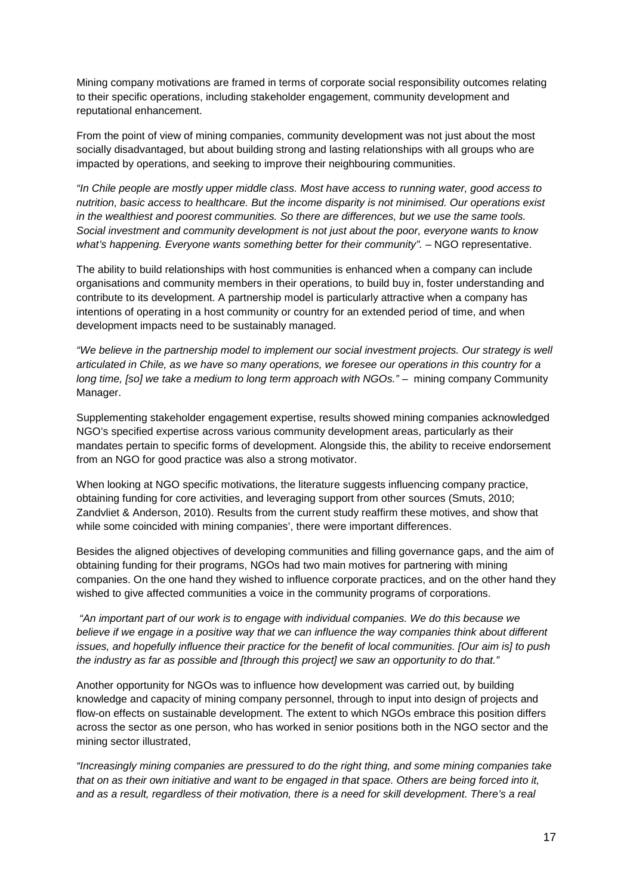Mining company motivations are framed in terms of corporate social responsibility outcomes relating to their specific operations, including stakeholder engagement, community development and reputational enhancement.

From the point of view of mining companies, community development was not just about the most socially disadvantaged, but about building strong and lasting relationships with all groups who are impacted by operations, and seeking to improve their neighbouring communities.

*"In Chile people are mostly upper middle class. Most have access to running water, good access to nutrition, basic access to healthcare. But the income disparity is not minimised. Our operations exist in the wealthiest and poorest communities. So there are differences, but we use the same tools. Social investment and community development is not just about the poor, everyone wants to know what's happening. Everyone wants something better for their community".* – NGO representative.

The ability to build relationships with host communities is enhanced when a company can include organisations and community members in their operations, to build buy in, foster understanding and contribute to its development. A partnership model is particularly attractive when a company has intentions of operating in a host community or country for an extended period of time, and when development impacts need to be sustainably managed.

*"We believe in the partnership model to implement our social investment projects. Our strategy is well articulated in Chile, as we have so many operations, we foresee our operations in this country for a long time, [so] we take a medium to long term approach with NGOs."* – mining company Community Manager.

Supplementing stakeholder engagement expertise, results showed mining companies acknowledged NGO's specified expertise across various community development areas, particularly as their mandates pertain to specific forms of development. Alongside this, the ability to receive endorsement from an NGO for good practice was also a strong motivator.

When looking at NGO specific motivations, the literature suggests influencing company practice, obtaining funding for core activities, and leveraging support from other sources (Smuts, 2010; Zandvliet & Anderson, 2010). Results from the current study reaffirm these motives, and show that while some coincided with mining companies', there were important differences.

Besides the aligned objectives of developing communities and filling governance gaps, and the aim of obtaining funding for their programs, NGOs had two main motives for partnering with mining companies. On the one hand they wished to influence corporate practices, and on the other hand they wished to give affected communities a voice in the community programs of corporations.

*"An important part of our work is to engage with individual companies. We do this because we believe if we engage in a positive way that we can influence the way companies think about different issues, and hopefully influence their practice for the benefit of local communities. [Our aim is] to push the industry as far as possible and [through this project] we saw an opportunity to do that."*

Another opportunity for NGOs was to influence how development was carried out, by building knowledge and capacity of mining company personnel, through to input into design of projects and flow-on effects on sustainable development. The extent to which NGOs embrace this position differs across the sector as one person, who has worked in senior positions both in the NGO sector and the mining sector illustrated,

*"Increasingly mining companies are pressured to do the right thing, and some mining companies take that on as their own initiative and want to be engaged in that space. Others are being forced into it, and as a result, regardless of their motivation, there is a need for skill development. There's a real*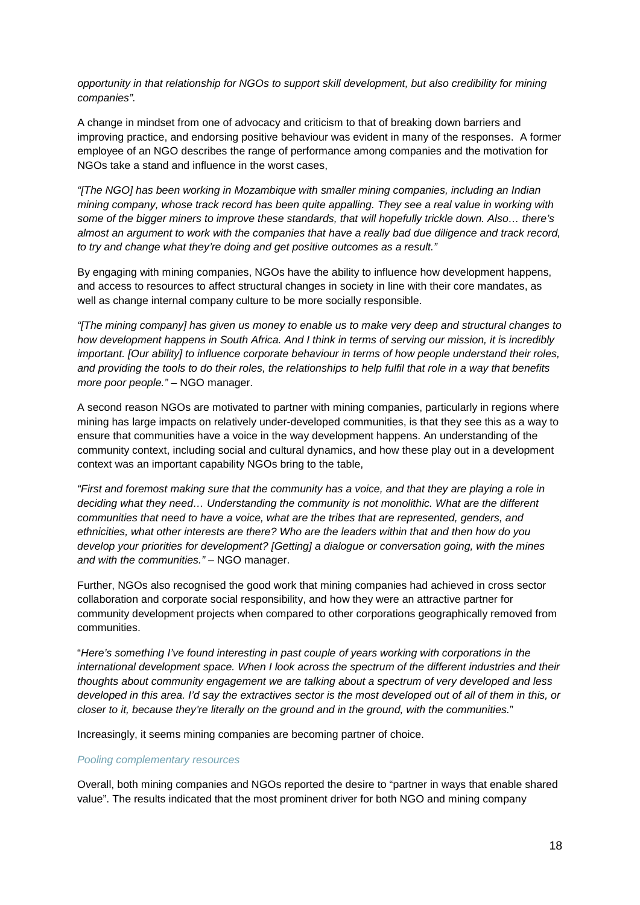*opportunity in that relationship for NGOs to support skill development, but also credibility for mining companies".*

A change in mindset from one of advocacy and criticism to that of breaking down barriers and improving practice, and endorsing positive behaviour was evident in many of the responses. A former employee of an NGO describes the range of performance among companies and the motivation for NGOs take a stand and influence in the worst cases,

*"[The NGO] has been working in Mozambique with smaller mining companies, including an Indian mining company, whose track record has been quite appalling. They see a real value in working with some of the bigger miners to improve these standards, that will hopefully trickle down. Also… there's almost an argument to work with the companies that have a really bad due diligence and track record, to try and change what they're doing and get positive outcomes as a result."*

By engaging with mining companies, NGOs have the ability to influence how development happens, and access to resources to affect structural changes in society in line with their core mandates, as well as change internal company culture to be more socially responsible.

*"[The mining company] has given us money to enable us to make very deep and structural changes to how development happens in South Africa. And I think in terms of serving our mission, it is incredibly important. [Our ability] to influence corporate behaviour in terms of how people understand their roles, and providing the tools to do their roles, the relationships to help fulfil that role in a way that benefits more poor people."* – NGO manager.

A second reason NGOs are motivated to partner with mining companies, particularly in regions where mining has large impacts on relatively under-developed communities, is that they see this as a way to ensure that communities have a voice in the way development happens. An understanding of the community context, including social and cultural dynamics, and how these play out in a development context was an important capability NGOs bring to the table,

*"First and foremost making sure that the community has a voice, and that they are playing a role in deciding what they need… Understanding the community is not monolithic. What are the different communities that need to have a voice, what are the tribes that are represented, genders, and ethnicities, what other interests are there? Who are the leaders within that and then how do you develop your priorities for development? [Getting] a dialogue or conversation going, with the mines and with the communities."* – NGO manager.

Further, NGOs also recognised the good work that mining companies had achieved in cross sector collaboration and corporate social responsibility, and how they were an attractive partner for community development projects when compared to other corporations geographically removed from communities.

"*Here's something I've found interesting in past couple of years working with corporations in the international development space. When I look across the spectrum of the different industries and their thoughts about community engagement we are talking about a spectrum of very developed and less developed in this area. I'd say the extractives sector is the most developed out of all of them in this, or closer to it, because they're literally on the ground and in the ground, with the communities.*"

Increasingly, it seems mining companies are becoming partner of choice.

### *Pooling complementary resources*

Overall, both mining companies and NGOs reported the desire to "partner in ways that enable shared value". The results indicated that the most prominent driver for both NGO and mining company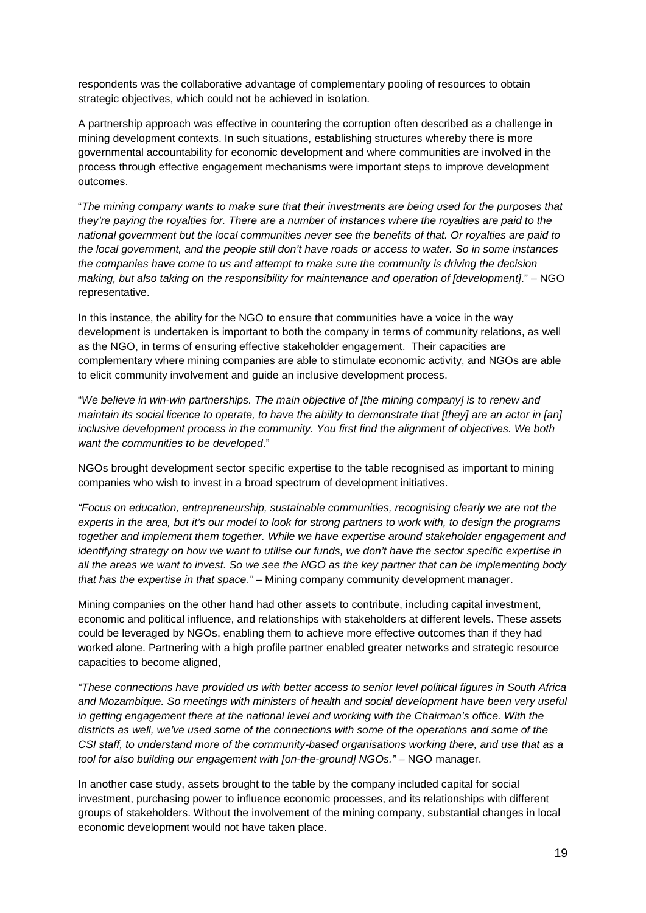respondents was the collaborative advantage of complementary pooling of resources to obtain strategic objectives, which could not be achieved in isolation.

A partnership approach was effective in countering the corruption often described as a challenge in mining development contexts. In such situations, establishing structures whereby there is more governmental accountability for economic development and where communities are involved in the process through effective engagement mechanisms were important steps to improve development outcomes.

"*The mining company wants to make sure that their investments are being used for the purposes that they're paying the royalties for. There are a number of instances where the royalties are paid to the national government but the local communities never see the benefits of that. Or royalties are paid to the local government, and the people still don't have roads or access to water. So in some instances the companies have come to us and attempt to make sure the community is driving the decision making, but also taking on the responsibility for maintenance and operation of [development]*." – NGO representative.

In this instance, the ability for the NGO to ensure that communities have a voice in the way development is undertaken is important to both the company in terms of community relations, as well as the NGO, in terms of ensuring effective stakeholder engagement. Their capacities are complementary where mining companies are able to stimulate economic activity, and NGOs are able to elicit community involvement and guide an inclusive development process.

"*We believe in win-win partnerships. The main objective of [the mining company] is to renew and maintain its social licence to operate, to have the ability to demonstrate that [they] are an actor in [an] inclusive development process in the community. You first find the alignment of objectives. We both want the communities to be developed*."

NGOs brought development sector specific expertise to the table recognised as important to mining companies who wish to invest in a broad spectrum of development initiatives.

*"Focus on education, entrepreneurship, sustainable communities, recognising clearly we are not the experts in the area, but it's our model to look for strong partners to work with, to design the programs together and implement them together. While we have expertise around stakeholder engagement and identifying strategy on how we want to utilise our funds, we don't have the sector specific expertise in all the areas we want to invest. So we see the NGO as the key partner that can be implementing body that has the expertise in that space."* – Mining company community development manager.

Mining companies on the other hand had other assets to contribute, including capital investment, economic and political influence, and relationships with stakeholders at different levels. These assets could be leveraged by NGOs, enabling them to achieve more effective outcomes than if they had worked alone. Partnering with a high profile partner enabled greater networks and strategic resource capacities to become aligned,

*"These connections have provided us with better access to senior level political figures in South Africa and Mozambique. So meetings with ministers of health and social development have been very useful in getting engagement there at the national level and working with the Chairman's office. With the districts as well, we've used some of the connections with some of the operations and some of the CSI staff, to understand more of the community-based organisations working there, and use that as a tool for also building our engagement with [on-the-ground] NGOs."* – NGO manager.

In another case study, assets brought to the table by the company included capital for social investment, purchasing power to influence economic processes, and its relationships with different groups of stakeholders. Without the involvement of the mining company, substantial changes in local economic development would not have taken place.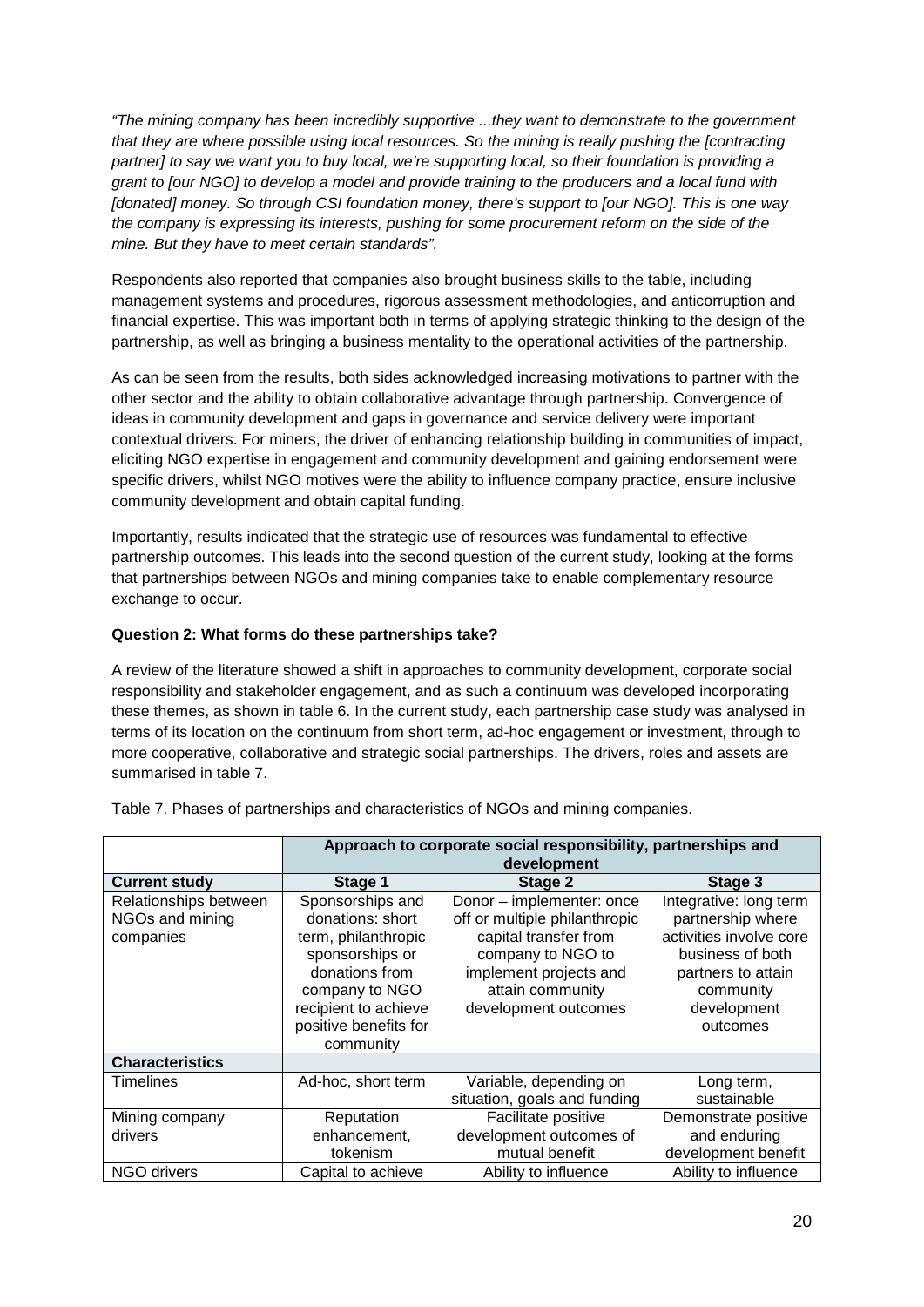*"The mining company has been incredibly supportive ...they want to demonstrate to the government that they are where possible using local resources. So the mining is really pushing the [contracting partner] to say we want you to buy local, we're supporting local, so their foundation is providing a grant to [our NGO] to develop a model and provide training to the producers and a local fund with [donated] money. So through CSI foundation money, there's support to [our NGO]. This is one way the company is expressing its interests, pushing for some procurement reform on the side of the mine. But they have to meet certain standards".*

Respondents also reported that companies also brought business skills to the table, including management systems and procedures, rigorous assessment methodologies, and anticorruption and financial expertise. This was important both in terms of applying strategic thinking to the design of the partnership, as well as bringing a business mentality to the operational activities of the partnership.

As can be seen from the results, both sides acknowledged increasing motivations to partner with the other sector and the ability to obtain collaborative advantage through partnership. Convergence of ideas in community development and gaps in governance and service delivery were important contextual drivers. For miners, the driver of enhancing relationship building in communities of impact, eliciting NGO expertise in engagement and community development and gaining endorsement were specific drivers, whilst NGO motives were the ability to influence company practice, ensure inclusive community development and obtain capital funding.

Importantly, results indicated that the strategic use of resources was fundamental to effective partnership outcomes. This leads into the second question of the current study, looking at the forms that partnerships between NGOs and mining companies take to enable complementary resource exchange to occur.

**Question 2: What forms do these partnerships take?**

A review of the literature showed a shift in approaches to community development, corporate social responsibility and stakeholder engagement, and as such a continuum was developed incorporating these themes, as shown in table 6. In the current study, each partnership case study was analysed in terms of its location on the continuum from short term, ad-hoc engagement or investment, through to more cooperative, collaborative and strategic social partnerships. The drivers, roles and assets are summarised in table 7.

Table 7. Phases of partnerships and characteristics of NGOs and mining companies.

| | **Approach to corporate social responsibility, partnerships and development** | | |
|---|---|---|---|
| **Current study** | **Stage 1** | **Stage 2** | **Stage 3** |
| Relationships between NGOs and mining companies | Sponsorships and donations: short term, philanthropic sponsorships or donations from company to NGO recipient to achieve positive benefits for community | Donor – implementer: once off or multiple philanthropic capital transfer from company to NGO to implement projects and attain community development outcomes | Integrative: long term partnership where activities involve core business of both partners to attain community development outcomes |
| **Characteristics** | | | |
| Timelines | Ad-hoc, short term | Variable, depending on situation, goals and funding | Long term, sustainable |
| Mining company drivers | Reputation enhancement, tokenism | Facilitate positive development outcomes of mutual benefit | Demonstrate positive and enduring development benefit |
| NGO drivers | Capital to achieve | Ability to influence | Ability to influence |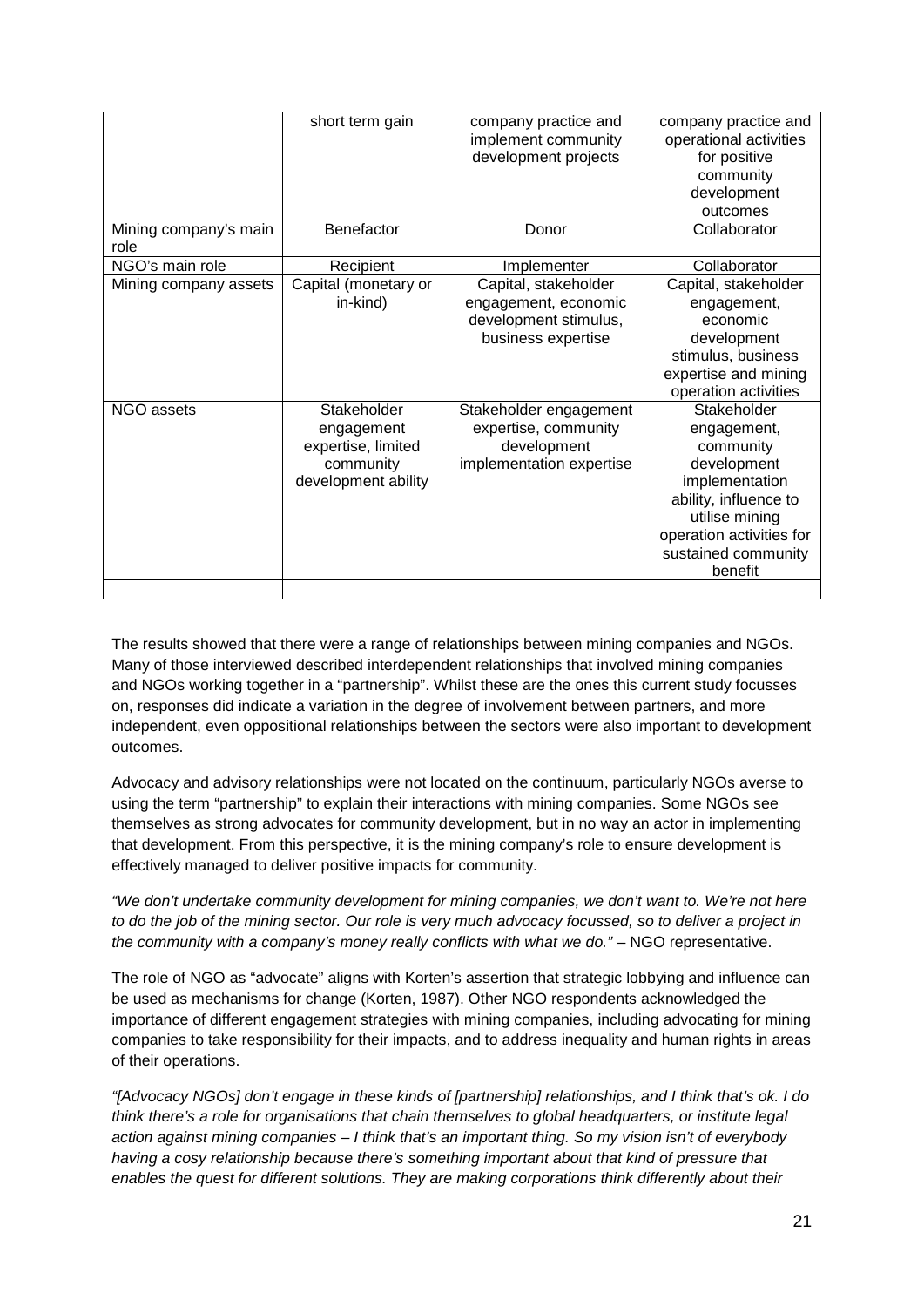|  | short term gain | company practice and implement community development projects | company practice and operational activities for positive community development outcomes |
| --- | --- | --- | --- |
| Mining company's main role | Benefactor | Donor | Collaborator |
| NGO's main role | Recipient | Implementer | Collaborator |
| Mining company assets | Capital (monetary or in-kind) | Capital, stakeholder engagement, economic development stimulus, business expertise | Capital, stakeholder engagement, economic development stimulus, business expertise and mining operation activities |
| NGO assets | Stakeholder engagement expertise, limited community development ability | Stakeholder engagement expertise, community development implementation expertise | Stakeholder engagement, community development implementation ability, influence to utilise mining operation activities for sustained community benefit |
|  |  |  |  |

The results showed that there were a range of relationships between mining companies and NGOs. Many of those interviewed described interdependent relationships that involved mining companies and NGOs working together in a "partnership". Whilst these are the ones this current study focusses on, responses did indicate a variation in the degree of involvement between partners, and more independent, even oppositional relationships between the sectors were also important to development outcomes.

Advocacy and advisory relationships were not located on the continuum, particularly NGOs averse to using the term "partnership" to explain their interactions with mining companies. Some NGOs see themselves as strong advocates for community development, but in no way an actor in implementing that development. From this perspective, it is the mining company's role to ensure development is effectively managed to deliver positive impacts for community.

*"We don't undertake community development for mining companies, we don't want to. We're not here to do the job of the mining sector. Our role is very much advocacy focussed, so to deliver a project in the community with a company's money really conflicts with what we do."* – NGO representative.

The role of NGO as "advocate" aligns with Korten's assertion that strategic lobbying and influence can be used as mechanisms for change (Korten, 1987). Other NGO respondents acknowledged the importance of different engagement strategies with mining companies, including advocating for mining companies to take responsibility for their impacts, and to address inequality and human rights in areas of their operations.

*"[Advocacy NGOs] don't engage in these kinds of [partnership] relationships, and I think that's ok. I do think there's a role for organisations that chain themselves to global headquarters, or institute legal action against mining companies – I think that's an important thing. So my vision isn't of everybody having a cosy relationship because there's something important about that kind of pressure that enables the quest for different solutions. They are making corporations think differently about their*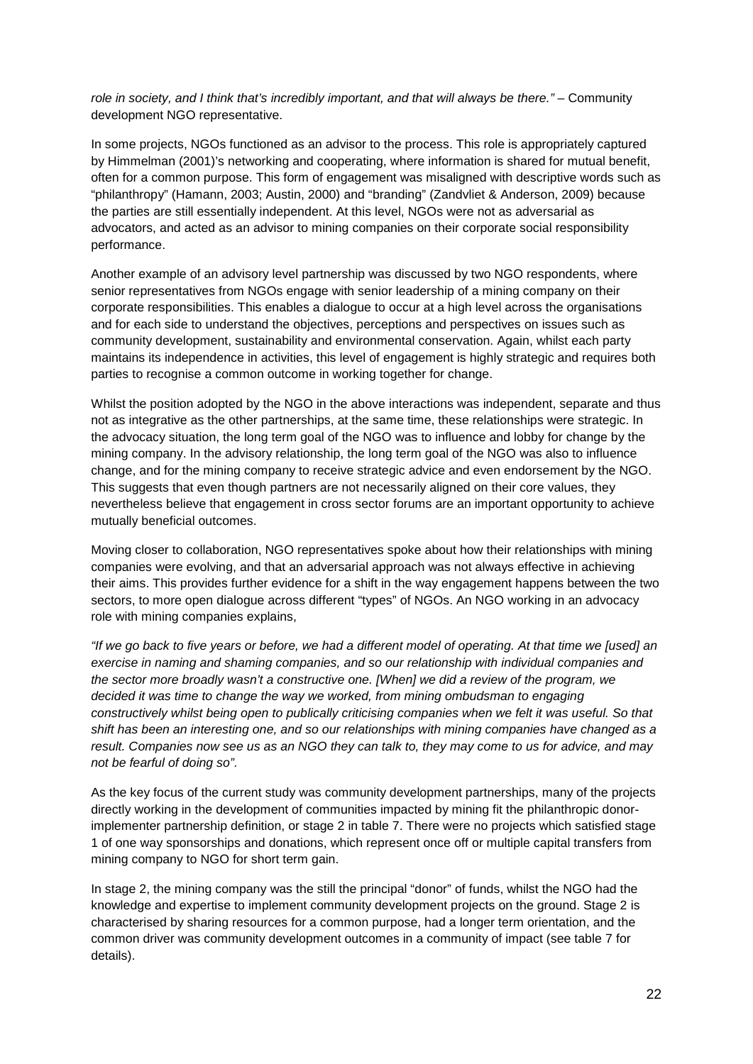*role in society, and I think that's incredibly important, and that will always be there."* – Community development NGO representative.

In some projects, NGOs functioned as an advisor to the process. This role is appropriately captured by Himmelman (2001)'s networking and cooperating, where information is shared for mutual benefit, often for a common purpose. This form of engagement was misaligned with descriptive words such as "philanthropy" (Hamann, 2003; Austin, 2000) and "branding" (Zandvliet & Anderson, 2009) because the parties are still essentially independent. At this level, NGOs were not as adversarial as advocators, and acted as an advisor to mining companies on their corporate social responsibility performance.

Another example of an advisory level partnership was discussed by two NGO respondents, where senior representatives from NGOs engage with senior leadership of a mining company on their corporate responsibilities. This enables a dialogue to occur at a high level across the organisations and for each side to understand the objectives, perceptions and perspectives on issues such as community development, sustainability and environmental conservation. Again, whilst each party maintains its independence in activities, this level of engagement is highly strategic and requires both parties to recognise a common outcome in working together for change.

Whilst the position adopted by the NGO in the above interactions was independent, separate and thus not as integrative as the other partnerships, at the same time, these relationships were strategic. In the advocacy situation, the long term goal of the NGO was to influence and lobby for change by the mining company. In the advisory relationship, the long term goal of the NGO was also to influence change, and for the mining company to receive strategic advice and even endorsement by the NGO. This suggests that even though partners are not necessarily aligned on their core values, they nevertheless believe that engagement in cross sector forums are an important opportunity to achieve mutually beneficial outcomes.

Moving closer to collaboration, NGO representatives spoke about how their relationships with mining companies were evolving, and that an adversarial approach was not always effective in achieving their aims. This provides further evidence for a shift in the way engagement happens between the two sectors, to more open dialogue across different "types" of NGOs. An NGO working in an advocacy role with mining companies explains,

*"If we go back to five years or before, we had a different model of operating. At that time we [used] an exercise in naming and shaming companies, and so our relationship with individual companies and the sector more broadly wasn't a constructive one. [When] we did a review of the program, we decided it was time to change the way we worked, from mining ombudsman to engaging constructively whilst being open to publically criticising companies when we felt it was useful. So that shift has been an interesting one, and so our relationships with mining companies have changed as a result. Companies now see us as an NGO they can talk to, they may come to us for advice, and may not be fearful of doing so".*

As the key focus of the current study was community development partnerships, many of the projects directly working in the development of communities impacted by mining fit the philanthropic donor-implementer partnership definition, or stage 2 in table 7. There were no projects which satisfied stage 1 of one way sponsorships and donations, which represent once off or multiple capital transfers from mining company to NGO for short term gain.

In stage 2, the mining company was the still the principal "donor" of funds, whilst the NGO had the knowledge and expertise to implement community development projects on the ground. Stage 2 is characterised by sharing resources for a common purpose, had a longer term orientation, and the common driver was community development outcomes in a community of impact (see table 7 for details).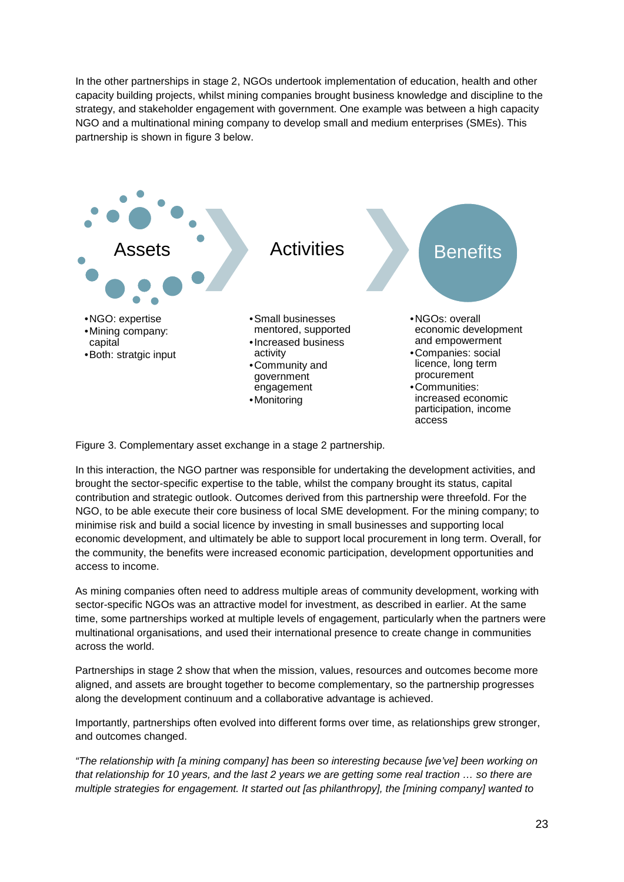In the other partnerships in stage 2, NGOs undertook implementation of education, health and other capacity building projects, whilst mining companies brought business knowledge and discipline to the strategy, and stakeholder engagement with government. One example was between a high capacity NGO and a multinational mining company to develop small and medium enterprises (SMEs). This partnership is shown in figure 3 below.

**Assets**

- NGO: expertise
- Mining company: capital
- Both: stratgic input

**Activities**

- Small businesses mentored, supported
- Increased business activity
- Community and government engagement
- Monitoring

**Benefits**

- NGOs: overall economic development and empowerment
- Companies: social licence, long term procurement
- Communities: increased economic participation, income access

Figure 3. Complementary asset exchange in a stage 2 partnership.

In this interaction, the NGO partner was responsible for undertaking the development activities, and brought the sector-specific expertise to the table, whilst the company brought its status, capital contribution and strategic outlook. Outcomes derived from this partnership were threefold. For the NGO, to be able execute their core business of local SME development. For the mining company; to minimise risk and build a social licence by investing in small businesses and supporting local economic development, and ultimately be able to support local procurement in long term. Overall, for the community, the benefits were increased economic participation, development opportunities and access to income.

As mining companies often need to address multiple areas of community development, working with sector-specific NGOs was an attractive model for investment, as described in earlier. At the same time, some partnerships worked at multiple levels of engagement, particularly when the partners were multinational organisations, and used their international presence to create change in communities across the world.

Partnerships in stage 2 show that when the mission, values, resources and outcomes become more aligned, and assets are brought together to become complementary, so the partnership progresses along the development continuum and a collaborative advantage is achieved.

Importantly, partnerships often evolved into different forms over time, as relationships grew stronger, and outcomes changed.

*"The relationship with [a mining company] has been so interesting because [we've] been working on that relationship for 10 years, and the last 2 years we are getting some real traction … so there are multiple strategies for engagement. It started out [as philanthropy], the [mining company] wanted to*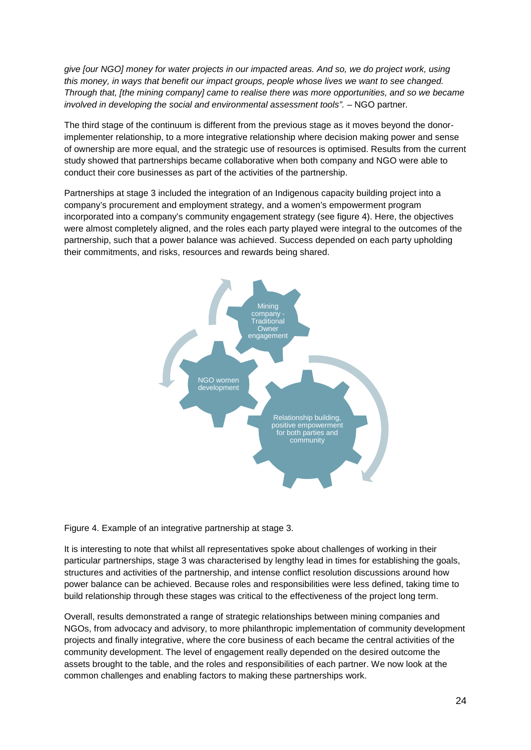*give [our NGO] money for water projects in our impacted areas. And so, we do project work, using this money, in ways that benefit our impact groups, people whose lives we want to see changed. Through that, [the mining company] came to realise there was more opportunities, and so we became involved in developing the social and environmental assessment tools".* – NGO partner.

The third stage of the continuum is different from the previous stage as it moves beyond the donor-implementer relationship, to a more integrative relationship where decision making power and sense of ownership are more equal, and the strategic use of resources is optimised. Results from the current study showed that partnerships became collaborative when both company and NGO were able to conduct their core businesses as part of the activities of the partnership.

Partnerships at stage 3 included the integration of an Indigenous capacity building project into a company's procurement and employment strategy, and a women's empowerment program incorporated into a company's community engagement strategy (see figure 4). Here, the objectives were almost completely aligned, and the roles each party played were integral to the outcomes of the partnership, such that a power balance was achieved. Success depended on each party upholding their commitments, and risks, resources and rewards being shared.

Figure 4. Example of an integrative partnership at stage 3.

It is interesting to note that whilst all representatives spoke about challenges of working in their particular partnerships, stage 3 was characterised by lengthy lead in times for establishing the goals, structures and activities of the partnership, and intense conflict resolution discussions around how power balance can be achieved. Because roles and responsibilities were less defined, taking time to build relationship through these stages was critical to the effectiveness of the project long term.

Overall, results demonstrated a range of strategic relationships between mining companies and NGOs, from advocacy and advisory, to more philanthropic implementation of community development projects and finally integrative, where the core business of each became the central activities of the community development. The level of engagement really depended on the desired outcome the assets brought to the table, and the roles and responsibilities of each partner. We now look at the common challenges and enabling factors to making these partnerships work.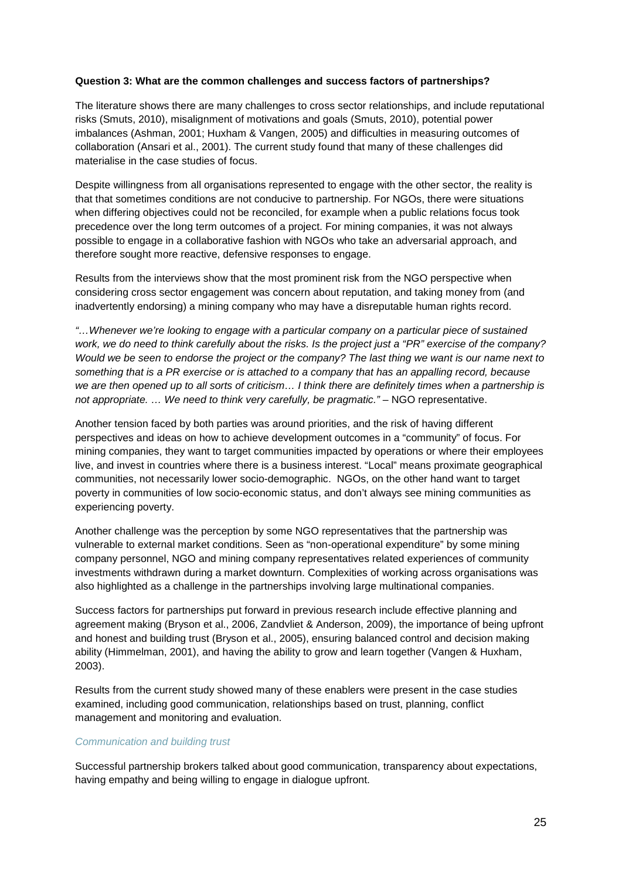**Question 3: What are the common challenges and success factors of partnerships?**

The literature shows there are many challenges to cross sector relationships, and include reputational risks (Smuts, 2010), misalignment of motivations and goals (Smuts, 2010), potential power imbalances (Ashman, 2001; Huxham & Vangen, 2005) and difficulties in measuring outcomes of collaboration (Ansari et al., 2001). The current study found that many of these challenges did materialise in the case studies of focus.

Despite willingness from all organisations represented to engage with the other sector, the reality is that that sometimes conditions are not conducive to partnership. For NGOs, there were situations when differing objectives could not be reconciled, for example when a public relations focus took precedence over the long term outcomes of a project. For mining companies, it was not always possible to engage in a collaborative fashion with NGOs who take an adversarial approach, and therefore sought more reactive, defensive responses to engage.

Results from the interviews show that the most prominent risk from the NGO perspective when considering cross sector engagement was concern about reputation, and taking money from (and inadvertently endorsing) a mining company who may have a disreputable human rights record.

*"…Whenever we're looking to engage with a particular company on a particular piece of sustained work, we do need to think carefully about the risks. Is the project just a "PR" exercise of the company? Would we be seen to endorse the project or the company? The last thing we want is our name next to something that is a PR exercise or is attached to a company that has an appalling record, because we are then opened up to all sorts of criticism… I think there are definitely times when a partnership is not appropriate. … We need to think very carefully, be pragmatic."* – NGO representative.

Another tension faced by both parties was around priorities, and the risk of having different perspectives and ideas on how to achieve development outcomes in a "community" of focus. For mining companies, they want to target communities impacted by operations or where their employees live, and invest in countries where there is a business interest. "Local" means proximate geographical communities, not necessarily lower socio-demographic. NGOs, on the other hand want to target poverty in communities of low socio-economic status, and don't always see mining communities as experiencing poverty.

Another challenge was the perception by some NGO representatives that the partnership was vulnerable to external market conditions. Seen as "non-operational expenditure" by some mining company personnel, NGO and mining company representatives related experiences of community investments withdrawn during a market downturn. Complexities of working across organisations was also highlighted as a challenge in the partnerships involving large multinational companies.

Success factors for partnerships put forward in previous research include effective planning and agreement making (Bryson et al., 2006, Zandvliet & Anderson, 2009), the importance of being upfront and honest and building trust (Bryson et al., 2005), ensuring balanced control and decision making ability (Himmelman, 2001), and having the ability to grow and learn together (Vangen & Huxham, 2003).

Results from the current study showed many of these enablers were present in the case studies examined, including good communication, relationships based on trust, planning, conflict management and monitoring and evaluation.

*Communication and building trust*

Successful partnership brokers talked about good communication, transparency about expectations, having empathy and being willing to engage in dialogue upfront.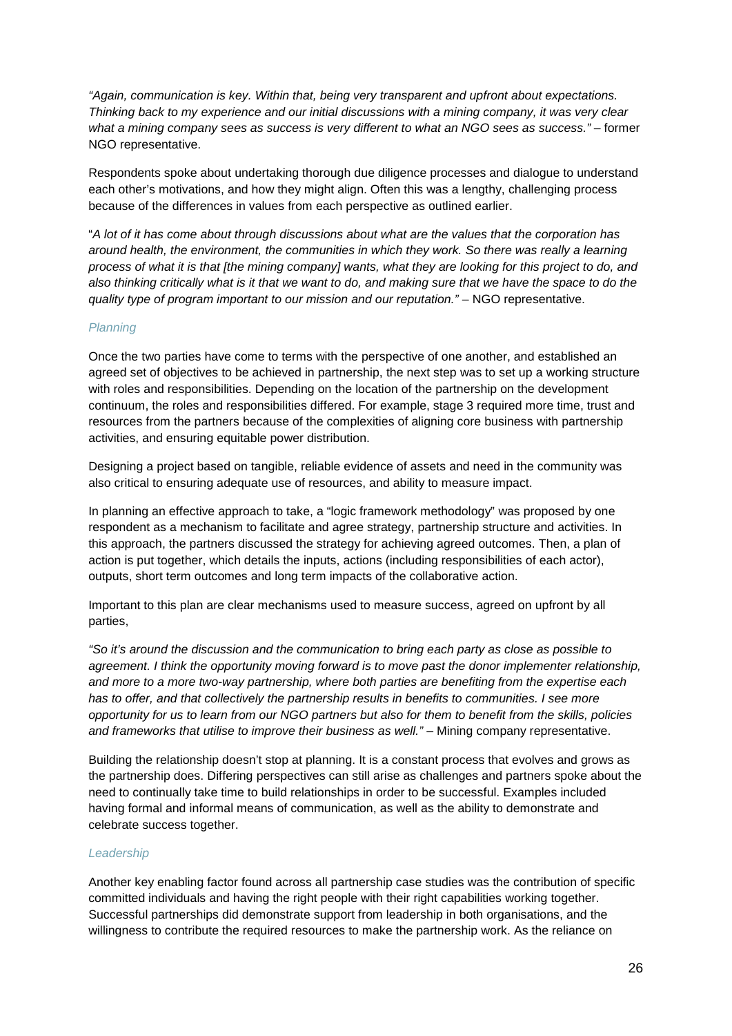*"Again, communication is key. Within that, being very transparent and upfront about expectations. Thinking back to my experience and our initial discussions with a mining company, it was very clear what a mining company sees as success is very different to what an NGO sees as success."* – former NGO representative.

Respondents spoke about undertaking thorough due diligence processes and dialogue to understand each other's motivations, and how they might align. Often this was a lengthy, challenging process because of the differences in values from each perspective as outlined earlier.

"*A lot of it has come about through discussions about what are the values that the corporation has around health, the environment, the communities in which they work. So there was really a learning process of what it is that [the mining company] wants, what they are looking for this project to do, and also thinking critically what is it that we want to do, and making sure that we have the space to do the quality type of program important to our mission and our reputation."* – NGO representative.

### *Planning*

Once the two parties have come to terms with the perspective of one another, and established an agreed set of objectives to be achieved in partnership, the next step was to set up a working structure with roles and responsibilities. Depending on the location of the partnership on the development continuum, the roles and responsibilities differed. For example, stage 3 required more time, trust and resources from the partners because of the complexities of aligning core business with partnership activities, and ensuring equitable power distribution.

Designing a project based on tangible, reliable evidence of assets and need in the community was also critical to ensuring adequate use of resources, and ability to measure impact.

In planning an effective approach to take, a "logic framework methodology" was proposed by one respondent as a mechanism to facilitate and agree strategy, partnership structure and activities. In this approach, the partners discussed the strategy for achieving agreed outcomes. Then, a plan of action is put together, which details the inputs, actions (including responsibilities of each actor), outputs, short term outcomes and long term impacts of the collaborative action.

Important to this plan are clear mechanisms used to measure success, agreed on upfront by all parties,

*"So it's around the discussion and the communication to bring each party as close as possible to agreement. I think the opportunity moving forward is to move past the donor implementer relationship, and more to a more two-way partnership, where both parties are benefiting from the expertise each has to offer, and that collectively the partnership results in benefits to communities. I see more opportunity for us to learn from our NGO partners but also for them to benefit from the skills, policies and frameworks that utilise to improve their business as well."* – Mining company representative.

Building the relationship doesn't stop at planning. It is a constant process that evolves and grows as the partnership does. Differing perspectives can still arise as challenges and partners spoke about the need to continually take time to build relationships in order to be successful. Examples included having formal and informal means of communication, as well as the ability to demonstrate and celebrate success together.

### *Leadership*

Another key enabling factor found across all partnership case studies was the contribution of specific committed individuals and having the right people with their right capabilities working together. Successful partnerships did demonstrate support from leadership in both organisations, and the willingness to contribute the required resources to make the partnership work. As the reliance on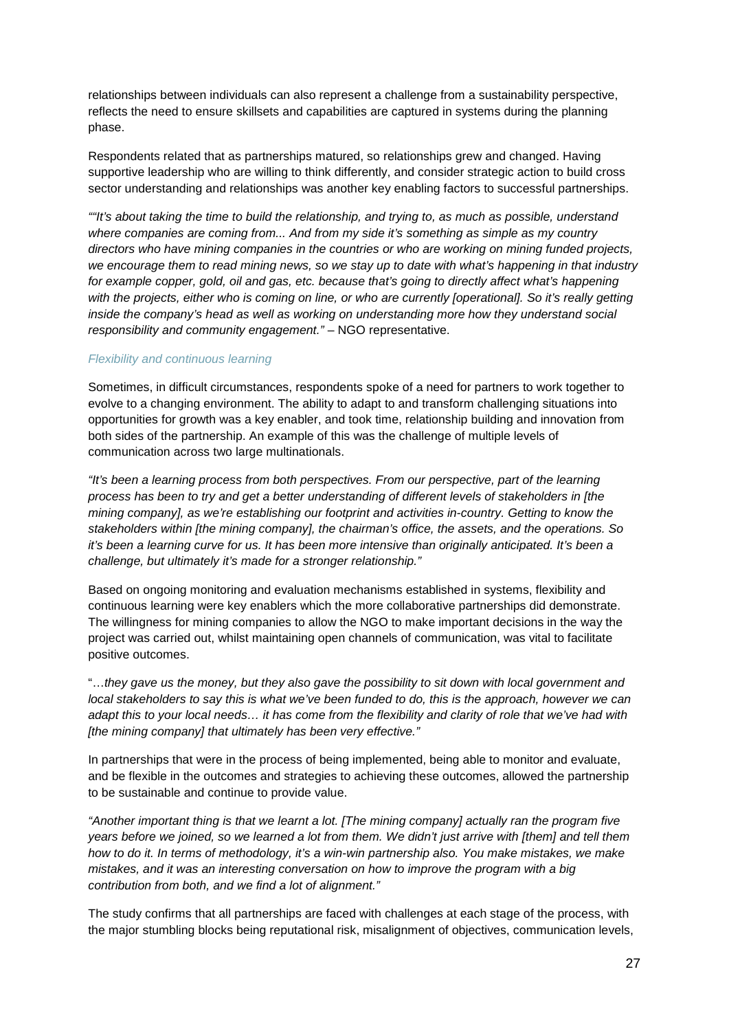relationships between individuals can also represent a challenge from a sustainability perspective, reflects the need to ensure skillsets and capabilities are captured in systems during the planning phase.

Respondents related that as partnerships matured, so relationships grew and changed. Having supportive leadership who are willing to think differently, and consider strategic action to build cross sector understanding and relationships was another key enabling factors to successful partnerships.

*""It's about taking the time to build the relationship, and trying to, as much as possible, understand where companies are coming from... And from my side it's something as simple as my country directors who have mining companies in the countries or who are working on mining funded projects, we encourage them to read mining news, so we stay up to date with what's happening in that industry for example copper, gold, oil and gas, etc. because that's going to directly affect what's happening with the projects, either who is coming on line, or who are currently [operational]. So it's really getting inside the company's head as well as working on understanding more how they understand social responsibility and community engagement."* – NGO representative.

*Flexibility and continuous learning*

Sometimes, in difficult circumstances, respondents spoke of a need for partners to work together to evolve to a changing environment. The ability to adapt to and transform challenging situations into opportunities for growth was a key enabler, and took time, relationship building and innovation from both sides of the partnership. An example of this was the challenge of multiple levels of communication across two large multinationals.

*"It's been a learning process from both perspectives. From our perspective, part of the learning process has been to try and get a better understanding of different levels of stakeholders in [the mining company], as we're establishing our footprint and activities in-country. Getting to know the stakeholders within [the mining company], the chairman's office, the assets, and the operations. So it's been a learning curve for us. It has been more intensive than originally anticipated. It's been a challenge, but ultimately it's made for a stronger relationship."*

Based on ongoing monitoring and evaluation mechanisms established in systems, flexibility and continuous learning were key enablers which the more collaborative partnerships did demonstrate. The willingness for mining companies to allow the NGO to make important decisions in the way the project was carried out, whilst maintaining open channels of communication, was vital to facilitate positive outcomes.

"*…they gave us the money, but they also gave the possibility to sit down with local government and local stakeholders to say this is what we've been funded to do, this is the approach, however we can adapt this to your local needs… it has come from the flexibility and clarity of role that we've had with [the mining company] that ultimately has been very effective."*

In partnerships that were in the process of being implemented, being able to monitor and evaluate, and be flexible in the outcomes and strategies to achieving these outcomes, allowed the partnership to be sustainable and continue to provide value.

*"Another important thing is that we learnt a lot. [The mining company] actually ran the program five years before we joined, so we learned a lot from them. We didn't just arrive with [them] and tell them how to do it. In terms of methodology, it's a win-win partnership also. You make mistakes, we make mistakes, and it was an interesting conversation on how to improve the program with a big contribution from both, and we find a lot of alignment."*

The study confirms that all partnerships are faced with challenges at each stage of the process, with the major stumbling blocks being reputational risk, misalignment of objectives, communication levels,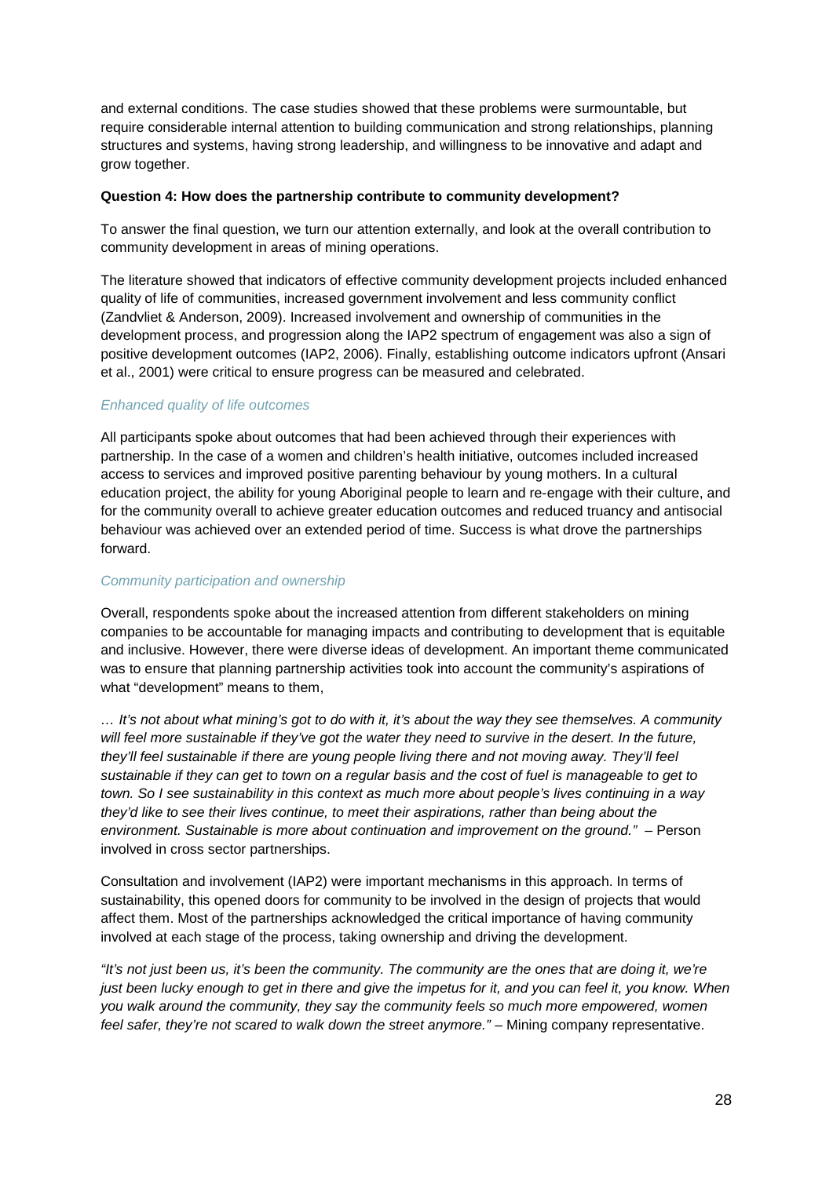and external conditions. The case studies showed that these problems were surmountable, but require considerable internal attention to building communication and strong relationships, planning structures and systems, having strong leadership, and willingness to be innovative and adapt and grow together.

**Question 4: How does the partnership contribute to community development?**

To answer the final question, we turn our attention externally, and look at the overall contribution to community development in areas of mining operations.

The literature showed that indicators of effective community development projects included enhanced quality of life of communities, increased government involvement and less community conflict (Zandvliet & Anderson, 2009). Increased involvement and ownership of communities in the development process, and progression along the IAP2 spectrum of engagement was also a sign of positive development outcomes (IAP2, 2006). Finally, establishing outcome indicators upfront (Ansari et al., 2001) were critical to ensure progress can be measured and celebrated.

*Enhanced quality of life outcomes*

All participants spoke about outcomes that had been achieved through their experiences with partnership. In the case of a women and children's health initiative, outcomes included increased access to services and improved positive parenting behaviour by young mothers. In a cultural education project, the ability for young Aboriginal people to learn and re-engage with their culture, and for the community overall to achieve greater education outcomes and reduced truancy and antisocial behaviour was achieved over an extended period of time. Success is what drove the partnerships forward.

*Community participation and ownership*

Overall, respondents spoke about the increased attention from different stakeholders on mining companies to be accountable for managing impacts and contributing to development that is equitable and inclusive. However, there were diverse ideas of development. An important theme communicated was to ensure that planning partnership activities took into account the community's aspirations of what "development" means to them,

*… It's not about what mining's got to do with it, it's about the way they see themselves. A community will feel more sustainable if they've got the water they need to survive in the desert. In the future, they'll feel sustainable if there are young people living there and not moving away. They'll feel sustainable if they can get to town on a regular basis and the cost of fuel is manageable to get to town. So I see sustainability in this context as much more about people's lives continuing in a way they'd like to see their lives continue, to meet their aspirations, rather than being about the environment. Sustainable is more about continuation and improvement on the ground."* – Person involved in cross sector partnerships.

Consultation and involvement (IAP2) were important mechanisms in this approach. In terms of sustainability, this opened doors for community to be involved in the design of projects that would affect them. Most of the partnerships acknowledged the critical importance of having community involved at each stage of the process, taking ownership and driving the development.

*"It's not just been us, it's been the community. The community are the ones that are doing it, we're just been lucky enough to get in there and give the impetus for it, and you can feel it, you know. When you walk around the community, they say the community feels so much more empowered, women feel safer, they're not scared to walk down the street anymore."* – Mining company representative.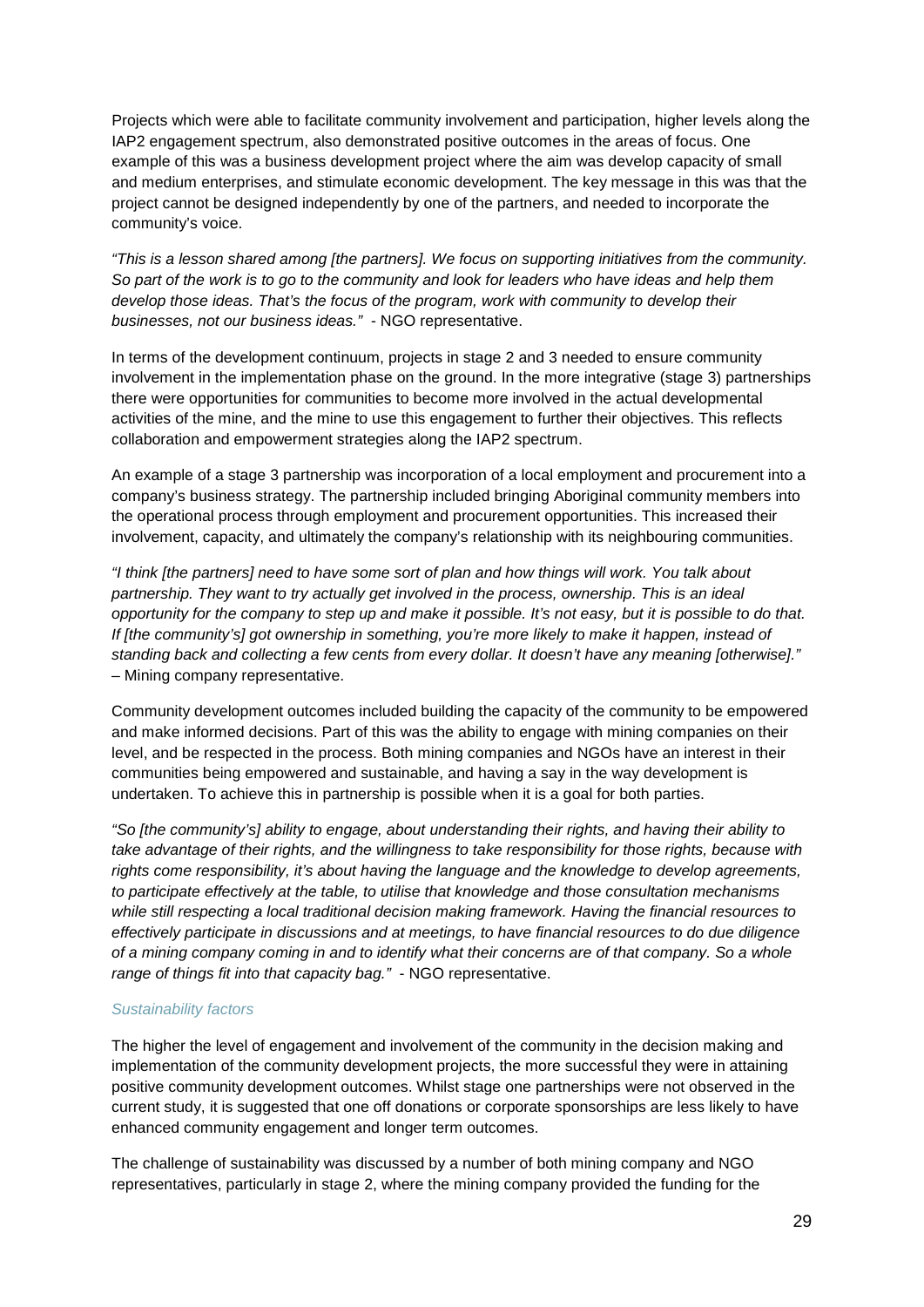Projects which were able to facilitate community involvement and participation, higher levels along the IAP2 engagement spectrum, also demonstrated positive outcomes in the areas of focus. One example of this was a business development project where the aim was develop capacity of small and medium enterprises, and stimulate economic development. The key message in this was that the project cannot be designed independently by one of the partners, and needed to incorporate the community's voice.

*"This is a lesson shared among [the partners]. We focus on supporting initiatives from the community. So part of the work is to go to the community and look for leaders who have ideas and help them develop those ideas. That's the focus of the program, work with community to develop their businesses, not our business ideas."* - NGO representative.

In terms of the development continuum, projects in stage 2 and 3 needed to ensure community involvement in the implementation phase on the ground. In the more integrative (stage 3) partnerships there were opportunities for communities to become more involved in the actual developmental activities of the mine, and the mine to use this engagement to further their objectives. This reflects collaboration and empowerment strategies along the IAP2 spectrum.

An example of a stage 3 partnership was incorporation of a local employment and procurement into a company's business strategy. The partnership included bringing Aboriginal community members into the operational process through employment and procurement opportunities. This increased their involvement, capacity, and ultimately the company's relationship with its neighbouring communities.

*"I think [the partners] need to have some sort of plan and how things will work. You talk about partnership. They want to try actually get involved in the process, ownership. This is an ideal opportunity for the company to step up and make it possible. It's not easy, but it is possible to do that. If [the community's] got ownership in something, you're more likely to make it happen, instead of standing back and collecting a few cents from every dollar. It doesn't have any meaning [otherwise]."* – Mining company representative.

Community development outcomes included building the capacity of the community to be empowered and make informed decisions. Part of this was the ability to engage with mining companies on their level, and be respected in the process. Both mining companies and NGOs have an interest in their communities being empowered and sustainable, and having a say in the way development is undertaken. To achieve this in partnership is possible when it is a goal for both parties.

*"So [the community's] ability to engage, about understanding their rights, and having their ability to take advantage of their rights, and the willingness to take responsibility for those rights, because with rights come responsibility, it's about having the language and the knowledge to develop agreements, to participate effectively at the table, to utilise that knowledge and those consultation mechanisms while still respecting a local traditional decision making framework. Having the financial resources to effectively participate in discussions and at meetings, to have financial resources to do due diligence of a mining company coming in and to identify what their concerns are of that company. So a whole range of things fit into that capacity bag."* - NGO representative.

#### *Sustainability factors*

The higher the level of engagement and involvement of the community in the decision making and implementation of the community development projects, the more successful they were in attaining positive community development outcomes. Whilst stage one partnerships were not observed in the current study, it is suggested that one off donations or corporate sponsorships are less likely to have enhanced community engagement and longer term outcomes.

The challenge of sustainability was discussed by a number of both mining company and NGO representatives, particularly in stage 2, where the mining company provided the funding for the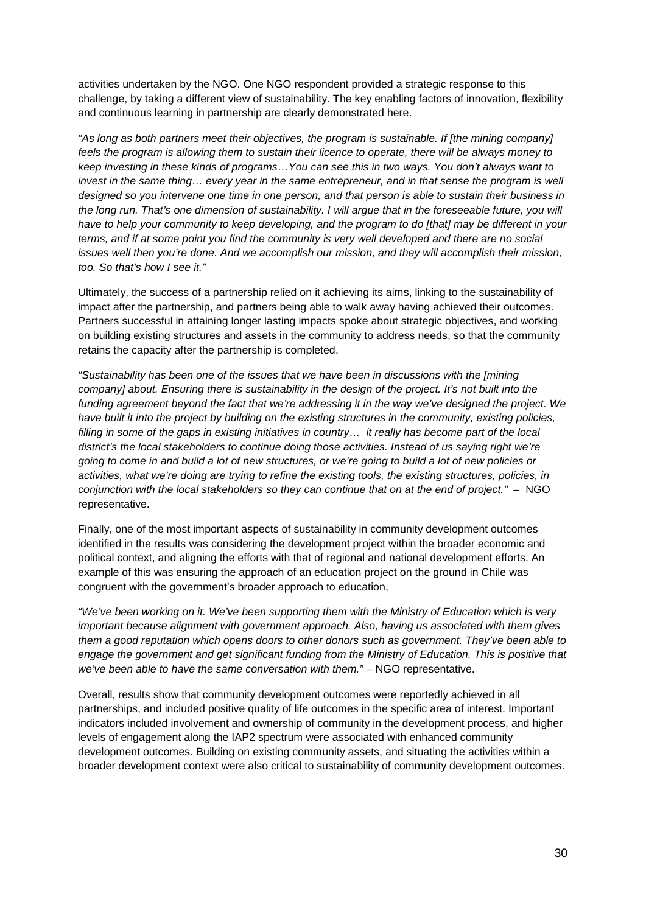activities undertaken by the NGO. One NGO respondent provided a strategic response to this challenge, by taking a different view of sustainability. The key enabling factors of innovation, flexibility and continuous learning in partnership are clearly demonstrated here.

*"As long as both partners meet their objectives, the program is sustainable. If [the mining company] feels the program is allowing them to sustain their licence to operate, there will be always money to keep investing in these kinds of programs…You can see this in two ways. You don't always want to invest in the same thing… every year in the same entrepreneur, and in that sense the program is well designed so you intervene one time in one person, and that person is able to sustain their business in the long run. That's one dimension of sustainability. I will argue that in the foreseeable future, you will have to help your community to keep developing, and the program to do [that] may be different in your terms, and if at some point you find the community is very well developed and there are no social issues well then you're done. And we accomplish our mission, and they will accomplish their mission, too. So that's how I see it."*

Ultimately, the success of a partnership relied on it achieving its aims, linking to the sustainability of impact after the partnership, and partners being able to walk away having achieved their outcomes. Partners successful in attaining longer lasting impacts spoke about strategic objectives, and working on building existing structures and assets in the community to address needs, so that the community retains the capacity after the partnership is completed.

*"Sustainability has been one of the issues that we have been in discussions with the [mining company] about. Ensuring there is sustainability in the design of the project. It's not built into the funding agreement beyond the fact that we're addressing it in the way we've designed the project. We have built it into the project by building on the existing structures in the community, existing policies, filling in some of the gaps in existing initiatives in country… it really has become part of the local district's the local stakeholders to continue doing those activities. Instead of us saying right we're going to come in and build a lot of new structures, or we're going to build a lot of new policies or activities, what we're doing are trying to refine the existing tools, the existing structures, policies, in conjunction with the local stakeholders so they can continue that on at the end of project."* – NGO representative.

Finally, one of the most important aspects of sustainability in community development outcomes identified in the results was considering the development project within the broader economic and political context, and aligning the efforts with that of regional and national development efforts. An example of this was ensuring the approach of an education project on the ground in Chile was congruent with the government's broader approach to education,

*"We've been working on it. We've been supporting them with the Ministry of Education which is very important because alignment with government approach. Also, having us associated with them gives them a good reputation which opens doors to other donors such as government. They've been able to engage the government and get significant funding from the Ministry of Education. This is positive that we've been able to have the same conversation with them."* – NGO representative.

Overall, results show that community development outcomes were reportedly achieved in all partnerships, and included positive quality of life outcomes in the specific area of interest. Important indicators included involvement and ownership of community in the development process, and higher levels of engagement along the IAP2 spectrum were associated with enhanced community development outcomes. Building on existing community assets, and situating the activities within a broader development context were also critical to sustainability of community development outcomes.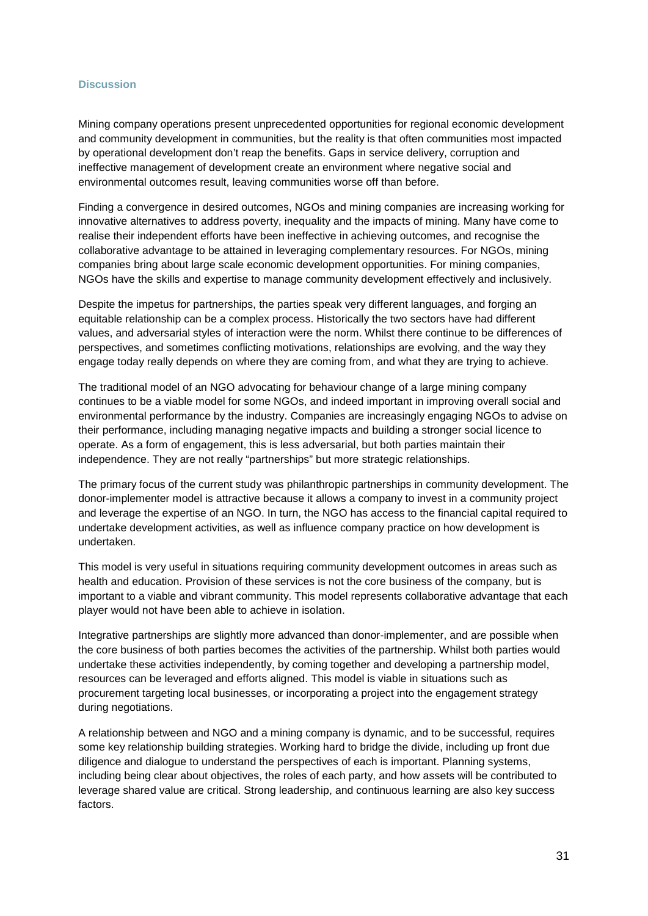### Discussion

Mining company operations present unprecedented opportunities for regional economic development and community development in communities, but the reality is that often communities most impacted by operational development don't reap the benefits. Gaps in service delivery, corruption and ineffective management of development create an environment where negative social and environmental outcomes result, leaving communities worse off than before.

Finding a convergence in desired outcomes, NGOs and mining companies are increasing working for innovative alternatives to address poverty, inequality and the impacts of mining. Many have come to realise their independent efforts have been ineffective in achieving outcomes, and recognise the collaborative advantage to be attained in leveraging complementary resources. For NGOs, mining companies bring about large scale economic development opportunities. For mining companies, NGOs have the skills and expertise to manage community development effectively and inclusively.

Despite the impetus for partnerships, the parties speak very different languages, and forging an equitable relationship can be a complex process. Historically the two sectors have had different values, and adversarial styles of interaction were the norm. Whilst there continue to be differences of perspectives, and sometimes conflicting motivations, relationships are evolving, and the way they engage today really depends on where they are coming from, and what they are trying to achieve.

The traditional model of an NGO advocating for behaviour change of a large mining company continues to be a viable model for some NGOs, and indeed important in improving overall social and environmental performance by the industry. Companies are increasingly engaging NGOs to advise on their performance, including managing negative impacts and building a stronger social licence to operate. As a form of engagement, this is less adversarial, but both parties maintain their independence. They are not really "partnerships" but more strategic relationships.

The primary focus of the current study was philanthropic partnerships in community development. The donor-implementer model is attractive because it allows a company to invest in a community project and leverage the expertise of an NGO. In turn, the NGO has access to the financial capital required to undertake development activities, as well as influence company practice on how development is undertaken.

This model is very useful in situations requiring community development outcomes in areas such as health and education. Provision of these services is not the core business of the company, but is important to a viable and vibrant community. This model represents collaborative advantage that each player would not have been able to achieve in isolation.

Integrative partnerships are slightly more advanced than donor-implementer, and are possible when the core business of both parties becomes the activities of the partnership. Whilst both parties would undertake these activities independently, by coming together and developing a partnership model, resources can be leveraged and efforts aligned. This model is viable in situations such as procurement targeting local businesses, or incorporating a project into the engagement strategy during negotiations.

A relationship between and NGO and a mining company is dynamic, and to be successful, requires some key relationship building strategies. Working hard to bridge the divide, including up front due diligence and dialogue to understand the perspectives of each is important. Planning systems, including being clear about objectives, the roles of each party, and how assets will be contributed to leverage shared value are critical. Strong leadership, and continuous learning are also key success factors.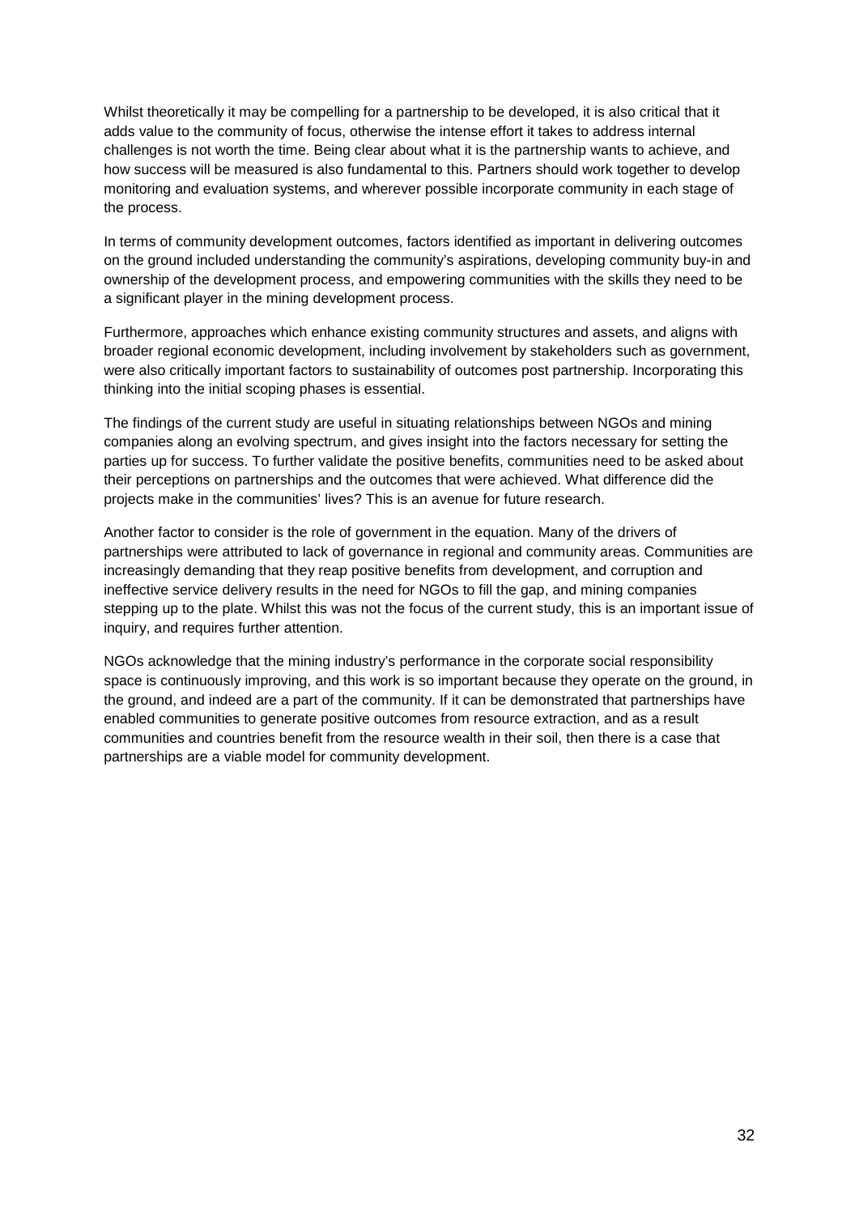Whilst theoretically it may be compelling for a partnership to be developed, it is also critical that it adds value to the community of focus, otherwise the intense effort it takes to address internal challenges is not worth the time. Being clear about what it is the partnership wants to achieve, and how success will be measured is also fundamental to this. Partners should work together to develop monitoring and evaluation systems, and wherever possible incorporate community in each stage of the process.

In terms of community development outcomes, factors identified as important in delivering outcomes on the ground included understanding the community's aspirations, developing community buy-in and ownership of the development process, and empowering communities with the skills they need to be a significant player in the mining development process.

Furthermore, approaches which enhance existing community structures and assets, and aligns with broader regional economic development, including involvement by stakeholders such as government, were also critically important factors to sustainability of outcomes post partnership. Incorporating this thinking into the initial scoping phases is essential.

The findings of the current study are useful in situating relationships between NGOs and mining companies along an evolving spectrum, and gives insight into the factors necessary for setting the parties up for success. To further validate the positive benefits, communities need to be asked about their perceptions on partnerships and the outcomes that were achieved. What difference did the projects make in the communities' lives? This is an avenue for future research.

Another factor to consider is the role of government in the equation. Many of the drivers of partnerships were attributed to lack of governance in regional and community areas. Communities are increasingly demanding that they reap positive benefits from development, and corruption and ineffective service delivery results in the need for NGOs to fill the gap, and mining companies stepping up to the plate. Whilst this was not the focus of the current study, this is an important issue of inquiry, and requires further attention.

NGOs acknowledge that the mining industry's performance in the corporate social responsibility space is continuously improving, and this work is so important because they operate on the ground, in the ground, and indeed are a part of the community. If it can be demonstrated that partnerships have enabled communities to generate positive outcomes from resource extraction, and as a result communities and countries benefit from the resource wealth in their soil, then there is a case that partnerships are a viable model for community development.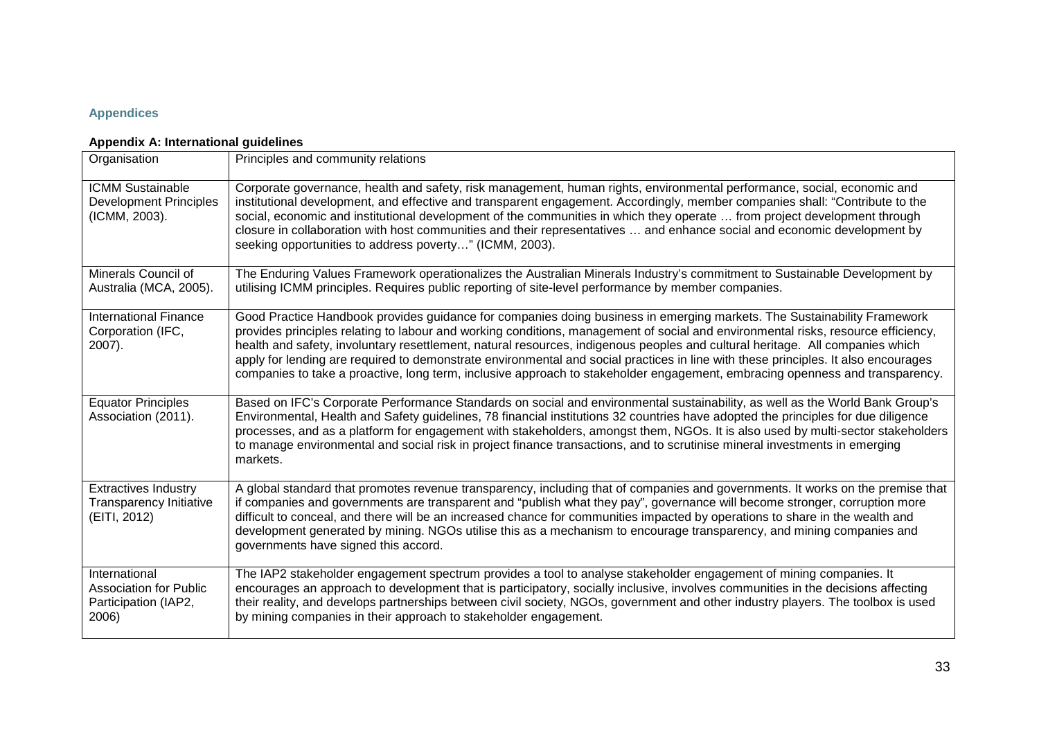## Appendices

### Appendix A: International guidelines

| Organisation | Principles and community relations |
|---|---|
| ICMM Sustainable Development Principles (ICMM, 2003). | Corporate governance, health and safety, risk management, human rights, environmental performance, social, economic and institutional development, and effective and transparent engagement. Accordingly, member companies shall: "Contribute to the social, economic and institutional development of the communities in which they operate … from project development through closure in collaboration with host communities and their representatives … and enhance social and economic development by seeking opportunities to address poverty…" (ICMM, 2003). |
| Minerals Council of Australia (MCA, 2005). | The Enduring Values Framework operationalizes the Australian Minerals Industry's commitment to Sustainable Development by utilising ICMM principles. Requires public reporting of site-level performance by member companies. |
| International Finance Corporation (IFC, 2007). | Good Practice Handbook provides guidance for companies doing business in emerging markets. The Sustainability Framework provides principles relating to labour and working conditions, management of social and environmental risks, resource efficiency, health and safety, involuntary resettlement, natural resources, indigenous peoples and cultural heritage. All companies which apply for lending are required to demonstrate environmental and social practices in line with these principles. It also encourages companies to take a proactive, long term, inclusive approach to stakeholder engagement, embracing openness and transparency. |
| Equator Principles Association (2011). | Based on IFC's Corporate Performance Standards on social and environmental sustainability, as well as the World Bank Group's Environmental, Health and Safety guidelines, 78 financial institutions 32 countries have adopted the principles for due diligence processes, and as a platform for engagement with stakeholders, amongst them, NGOs. It is also used by multi-sector stakeholders to manage environmental and social risk in project finance transactions, and to scrutinise mineral investments in emerging markets. |
| Extractives Industry Transparency Initiative (EITI, 2012) | A global standard that promotes revenue transparency, including that of companies and governments. It works on the premise that if companies and governments are transparent and "publish what they pay", governance will become stronger, corruption more difficult to conceal, and there will be an increased chance for communities impacted by operations to share in the wealth and development generated by mining. NGOs utilise this as a mechanism to encourage transparency, and mining companies and governments have signed this accord. |
| International Association for Public Participation (IAP2, 2006) | The IAP2 stakeholder engagement spectrum provides a tool to analyse stakeholder engagement of mining companies. It encourages an approach to development that is participatory, socially inclusive, involves communities in the decisions affecting their reality, and develops partnerships between civil society, NGOs, government and other industry players. The toolbox is used by mining companies in their approach to stakeholder engagement. |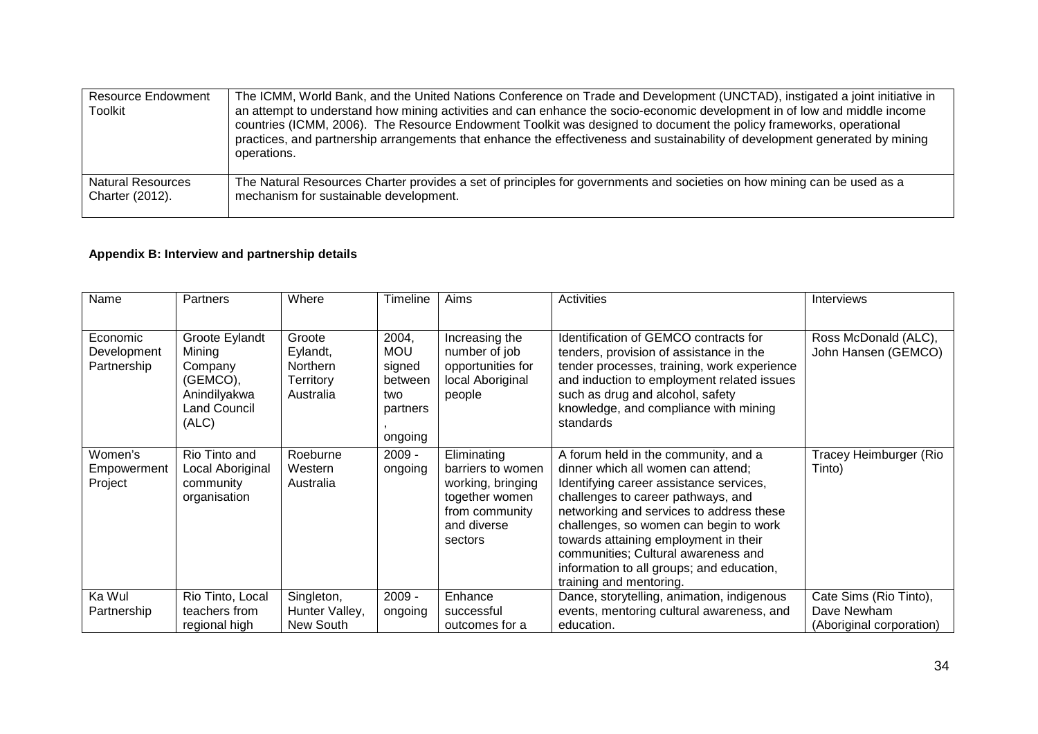| Resource Endowment Toolkit | The ICMM, World Bank, and the United Nations Conference on Trade and Development (UNCTAD), instigated a joint initiative in an attempt to understand how mining activities and can enhance the socio-economic development in of low and middle income countries (ICMM, 2006). The Resource Endowment Toolkit was designed to document the policy frameworks, operational practices, and partnership arrangements that enhance the effectiveness and sustainability of development generated by mining operations. |
|---|---|
| Natural Resources Charter (2012). | The Natural Resources Charter provides a set of principles for governments and societies on how mining can be used as a mechanism for sustainable development. |

**Appendix B: Interview and partnership details**

| Name | Partners | Where | Timeline | Aims | Activities | Interviews |
|---|---|---|---|---|---|---|
| Economic Development Partnership | Groote Eylandt Mining Company (GEMCO), Anindilyakwa Land Council (ALC) | Groote Eylandt, Northern Territory Australia | 2004, MOU signed between two partners, ongoing | Increasing the number of job opportunities for local Aboriginal people | Identification of GEMCO contracts for tenders, provision of assistance in the tender processes, training, work experience and induction to employment related issues such as drug and alcohol, safety knowledge, and compliance with mining standards | Ross McDonald (ALC), John Hansen (GEMCO) |
| Women's Empowerment Project | Rio Tinto and Local Aboriginal community organisation | Roeburne Western Australia | 2009 - ongoing | Eliminating barriers to women working, bringing together women from community and diverse sectors | A forum held in the community, and a dinner which all women can attend; Identifying career assistance services, challenges to career pathways, and networking and services to address these challenges, so women can begin to work towards attaining employment in their communities; Cultural awareness and information to all groups; and education, training and mentoring. | Tracey Heimburger (Rio Tinto) |
| Ka Wul Partnership | Rio Tinto, Local teachers from regional high | Singleton, Hunter Valley, New South | 2009 - ongoing | Enhance successful outcomes for a | Dance, storytelling, animation, indigenous events, mentoring cultural awareness, and education. | Cate Sims (Rio Tinto), Dave Newham (Aboriginal corporation) |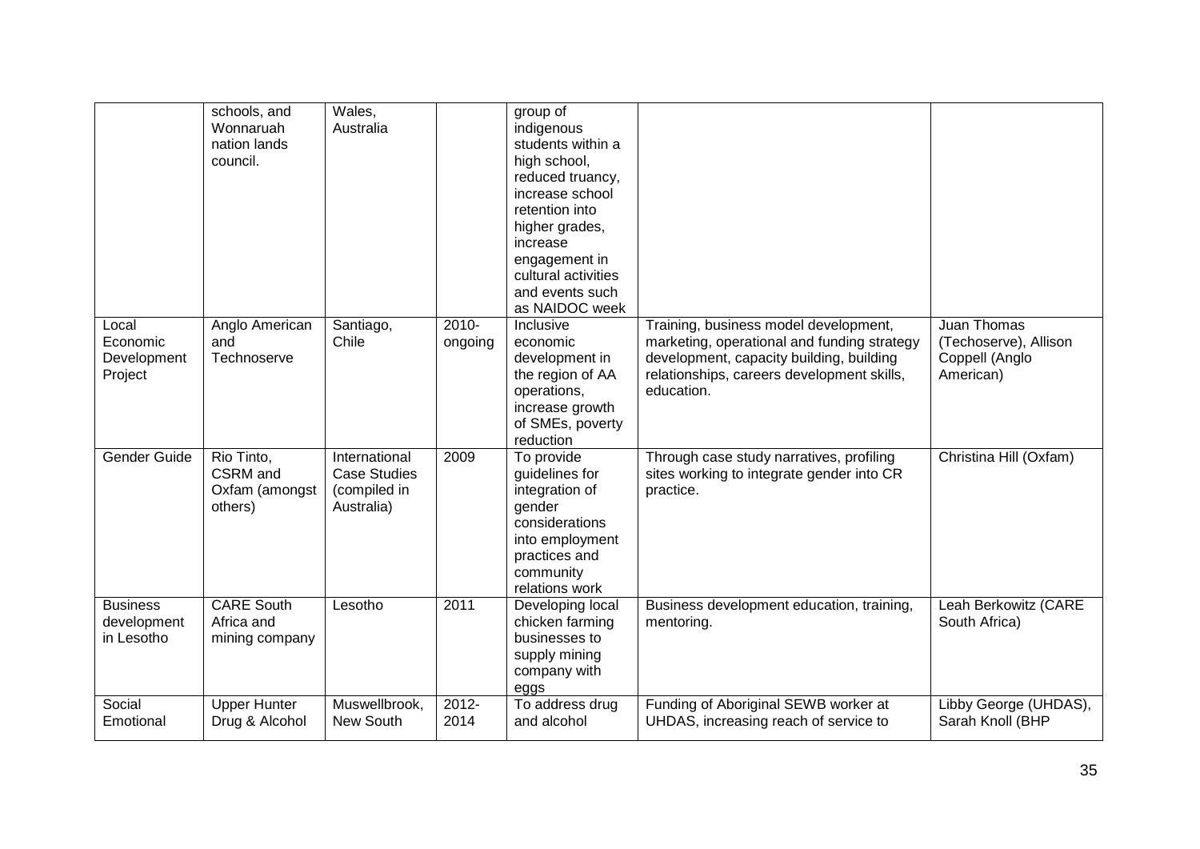|  | schools, and Wonnaruah nation lands council. | Wales, Australia |  | group of indigenous students within a high school, reduced truancy, increase school retention into higher grades, increase engagement in cultural activities and events such as NAIDOC week |  |  |
|---|---|---|---|---|---|---|
| Local Economic Development Project | Anglo American and Technoserve | Santiago, Chile | 2010-ongoing | Inclusive economic development in the region of AA operations, increase growth of SMEs, poverty reduction | Training, business model development, marketing, operational and funding strategy development, capacity building, building relationships, careers development skills, education. | Juan Thomas (Techoserve), Allison Coppell (Anglo American) |
| Gender Guide | Rio Tinto, CSRM and Oxfam (amongst others) | International Case Studies (compiled in Australia) | 2009 | To provide guidelines for integration of gender considerations into employment practices and community relations work | Through case study narratives, profiling sites working to integrate gender into CR practice. | Christina Hill (Oxfam) |
| Business development in Lesotho | CARE South Africa and mining company | Lesotho | 2011 | Developing local chicken farming businesses to supply mining company with eggs | Business development education, training, mentoring. | Leah Berkowitz (CARE South Africa) |
| Social Emotional | Upper Hunter Drug & Alcohol | Muswellbrook, New South | 2012-2014 | To address drug and alcohol | Funding of Aboriginal SEWB worker at UHDAS, increasing reach of service to | Libby George (UHDAS), Sarah Knoll (BHP |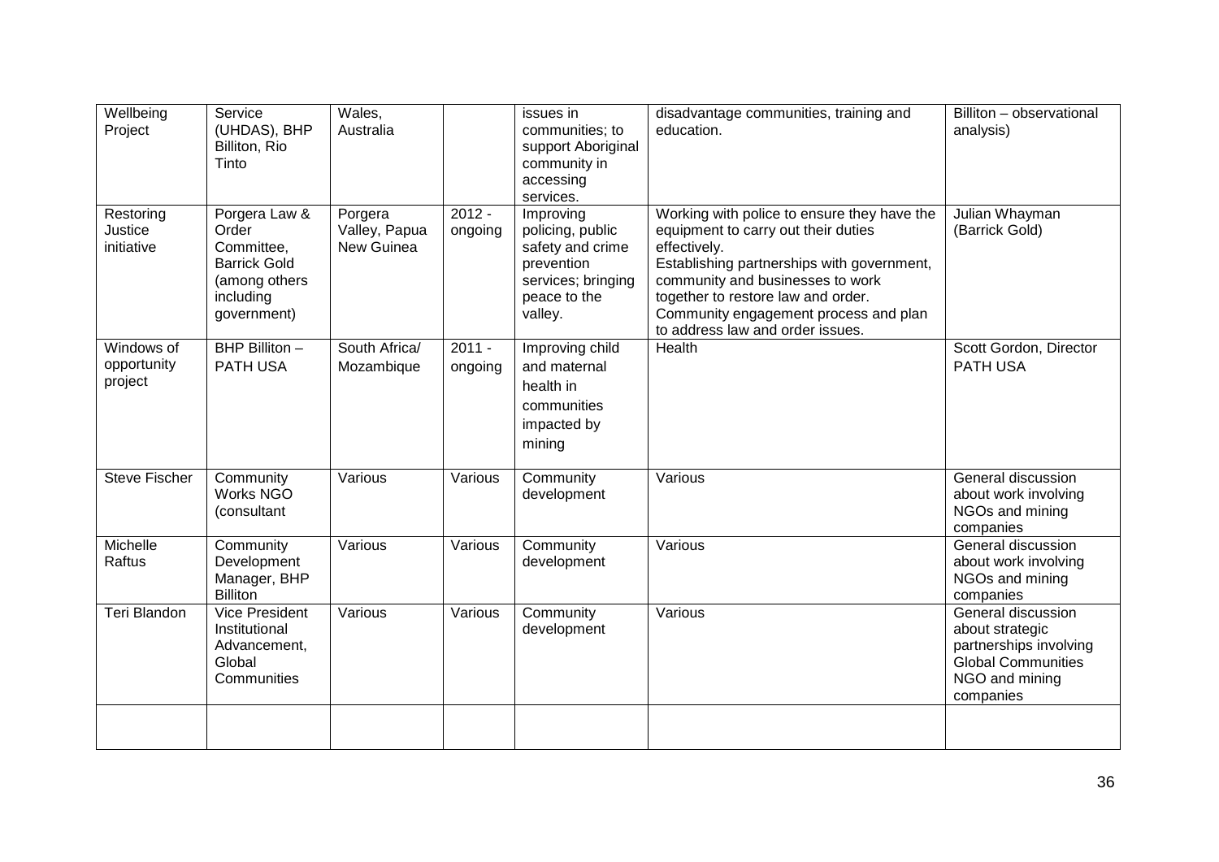| Wellbeing Project | Service (UHDAS), BHP Billiton, Rio Tinto | Wales, Australia | | issues in communities; to support Aboriginal community in accessing services. | disadvantage communities, training and education. | Billiton – observational analysis) |
|---|---|---|---|---|---|---|
| Restoring Justice initiative | Porgera Law & Order Committee, Barrick Gold (among others including government) | Porgera Valley, Papua New Guinea | 2012 - ongoing | Improving policing, public safety and crime prevention services; bringing peace to the valley. | Working with police to ensure they have the equipment to carry out their duties effectively. Establishing partnerships with government, community and businesses to work together to restore law and order. Community engagement process and plan to address law and order issues. | Julian Whayman (Barrick Gold) |
| Windows of opportunity project | BHP Billiton – PATH USA | South Africa/ Mozambique | 2011 - ongoing | Improving child and maternal health in communities impacted by mining | Health | Scott Gordon, Director PATH USA |
| Steve Fischer | Community Works NGO (consultant | Various | Various | Community development | Various | General discussion about work involving NGOs and mining companies |
| Michelle Raftus | Community Development Manager, BHP Billiton | Various | Various | Community development | Various | General discussion about work involving NGOs and mining companies |
| Teri Blandon | Vice President Institutional Advancement, Global Communities | Various | Various | Community development | Various | General discussion about strategic partnerships involving Global Communities NGO and mining companies |
| | | | | | | |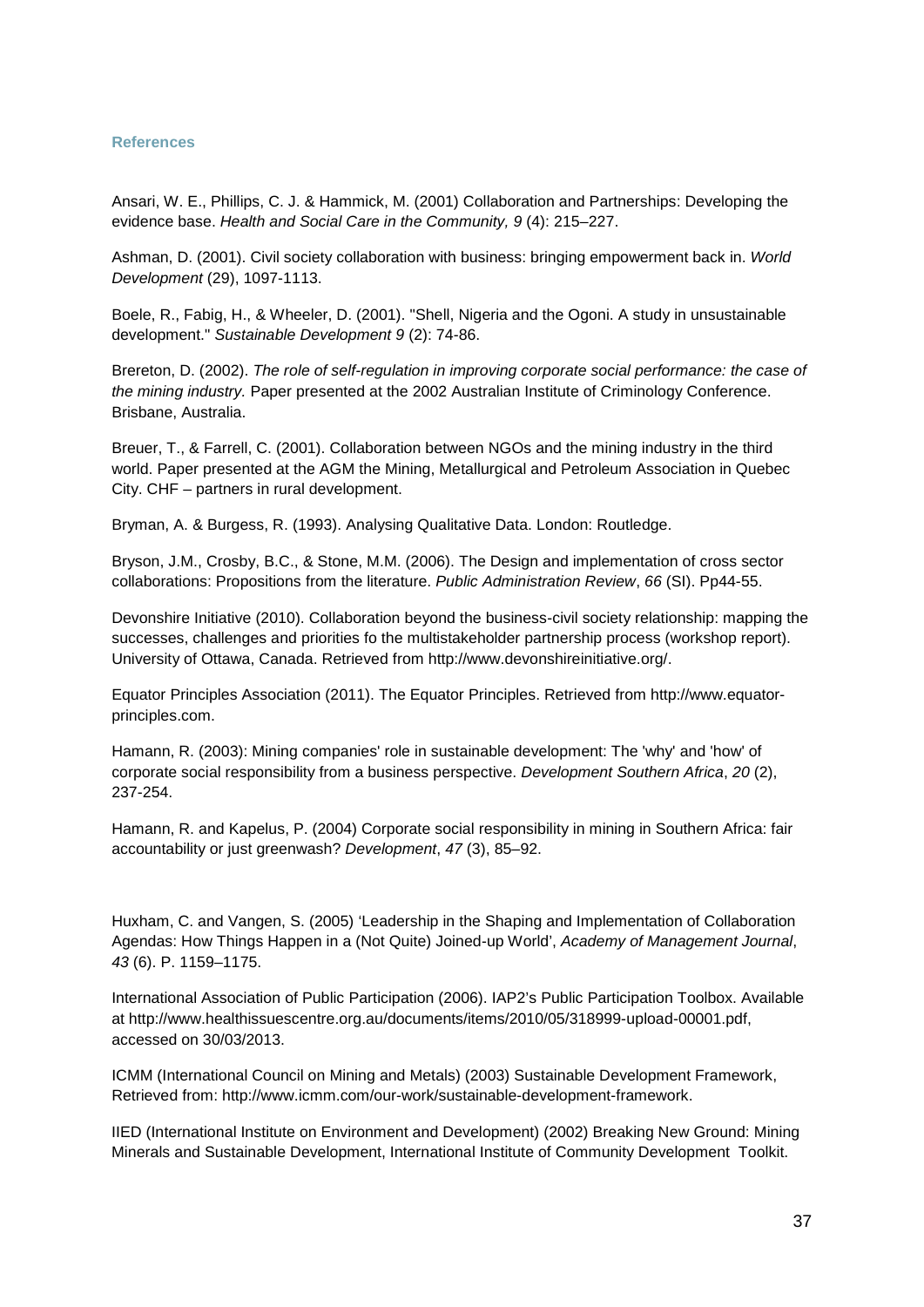## References

Ansari, W. E., Phillips, C. J. & Hammick, M. (2001) Collaboration and Partnerships: Developing the evidence base. *Health and Social Care in the Community, 9* (4): 215–227.

Ashman, D. (2001). Civil society collaboration with business: bringing empowerment back in. *World Development* (29), 1097-1113.

Boele, R., Fabig, H., & Wheeler, D. (2001). "Shell, Nigeria and the Ogoni. A study in unsustainable development." *Sustainable Development 9* (2): 74-86.

Brereton, D. (2002). *The role of self-regulation in improving corporate social performance: the case of the mining industry.* Paper presented at the 2002 Australian Institute of Criminology Conference. Brisbane, Australia.

Breuer, T., & Farrell, C. (2001). Collaboration between NGOs and the mining industry in the third world. Paper presented at the AGM the Mining, Metallurgical and Petroleum Association in Quebec City. CHF – partners in rural development.

Bryman, A. & Burgess, R. (1993). Analysing Qualitative Data. London: Routledge.

Bryson, J.M., Crosby, B.C., & Stone, M.M. (2006). The Design and implementation of cross sector collaborations: Propositions from the literature. *Public Administration Review*, *66* (SI). Pp44-55.

Devonshire Initiative (2010). Collaboration beyond the business-civil society relationship: mapping the successes, challenges and priorities fo the multistakeholder partnership process (workshop report). University of Ottawa, Canada. Retrieved from http://www.devonshireinitiative.org/.

Equator Principles Association (2011). The Equator Principles. Retrieved from http://www.equator-principles.com.

Hamann, R. (2003): Mining companies' role in sustainable development: The 'why' and 'how' of corporate social responsibility from a business perspective. *Development Southern Africa*, *20* (2), 237-254.

Hamann, R. and Kapelus, P. (2004) Corporate social responsibility in mining in Southern Africa: fair accountability or just greenwash? *Development*, *47* (3), 85–92.

Huxham, C. and Vangen, S. (2005) 'Leadership in the Shaping and Implementation of Collaboration Agendas: How Things Happen in a (Not Quite) Joined-up World', *Academy of Management Journal*, *43* (6). P. 1159–1175.

International Association of Public Participation (2006). IAP2's Public Participation Toolbox. Available at http://www.healthissuescentre.org.au/documents/items/2010/05/318999-upload-00001.pdf, accessed on 30/03/2013.

ICMM (International Council on Mining and Metals) (2003) Sustainable Development Framework, Retrieved from: http://www.icmm.com/our-work/sustainable-development-framework.

IIED (International Institute on Environment and Development) (2002) Breaking New Ground: Mining Minerals and Sustainable Development, International Institute of Community Development Toolkit.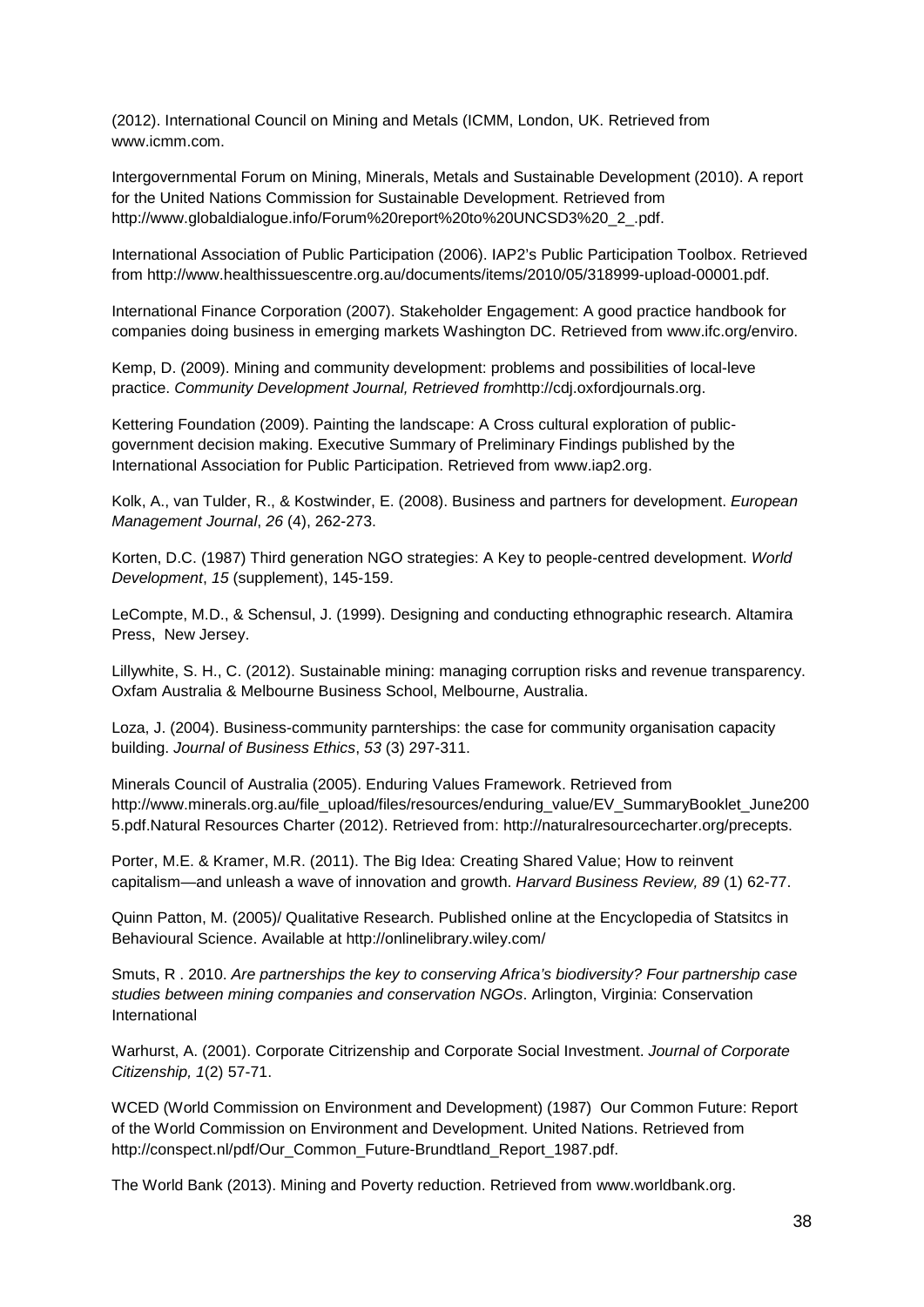(2012). International Council on Mining and Metals (ICMM, London, UK. Retrieved from www.icmm.com.

Intergovernmental Forum on Mining, Minerals, Metals and Sustainable Development (2010). A report for the United Nations Commission for Sustainable Development. Retrieved from http://www.globaldialogue.info/Forum%20report%20to%20UNCSD3%20_2_.pdf.

International Association of Public Participation (2006). IAP2's Public Participation Toolbox. Retrieved from http://www.healthissuescentre.org.au/documents/items/2010/05/318999-upload-00001.pdf.

International Finance Corporation (2007). Stakeholder Engagement: A good practice handbook for companies doing business in emerging markets Washington DC. Retrieved from www.ifc.org/enviro.

Kemp, D. (2009). Mining and community development: problems and possibilities of local-leve practice. *Community Development Journal, Retrieved from*http://cdj.oxfordjournals.org.

Kettering Foundation (2009). Painting the landscape: A Cross cultural exploration of public-government decision making. Executive Summary of Preliminary Findings published by the International Association for Public Participation. Retrieved from www.iap2.org.

Kolk, A., van Tulder, R., & Kostwinder, E. (2008). Business and partners for development. *European Management Journal*, *26* (4), 262-273.

Korten, D.C. (1987) Third generation NGO strategies: A Key to people-centred development. *World Development*, *15* (supplement), 145-159.

LeCompte, M.D., & Schensul, J. (1999). Designing and conducting ethnographic research. Altamira Press, New Jersey.

Lillywhite, S. H., C. (2012). Sustainable mining: managing corruption risks and revenue transparency. Oxfam Australia & Melbourne Business School, Melbourne, Australia.

Loza, J. (2004). Business-community parnterships: the case for community organisation capacity building. *Journal of Business Ethics*, *53* (3) 297-311.

Minerals Council of Australia (2005). Enduring Values Framework. Retrieved from http://www.minerals.org.au/file_upload/files/resources/enduring_value/EV_SummaryBooklet_June2005.pdf.Natural Resources Charter (2012). Retrieved from: http://naturalresourcecharter.org/precepts.

Porter, M.E. & Kramer, M.R. (2011). The Big Idea: Creating Shared Value; How to reinvent capitalism—and unleash a wave of innovation and growth. *Harvard Business Review, 89* (1) 62-77.

Quinn Patton, M. (2005)/ Qualitative Research. Published online at the Encyclopedia of Statsitcs in Behavioural Science. Available at http://onlinelibrary.wiley.com/

Smuts, R . 2010. *Are partnerships the key to conserving Africa's biodiversity? Four partnership case studies between mining companies and conservation NGOs*. Arlington, Virginia: Conservation International

Warhurst, A. (2001). Corporate Citrizenship and Corporate Social Investment. *Journal of Corporate Citizenship, 1*(2) 57-71.

WCED (World Commission on Environment and Development) (1987) Our Common Future: Report of the World Commission on Environment and Development. United Nations. Retrieved from http://conspect.nl/pdf/Our_Common_Future-Brundtland_Report_1987.pdf.

The World Bank (2013). Mining and Poverty reduction. Retrieved from www.worldbank.org.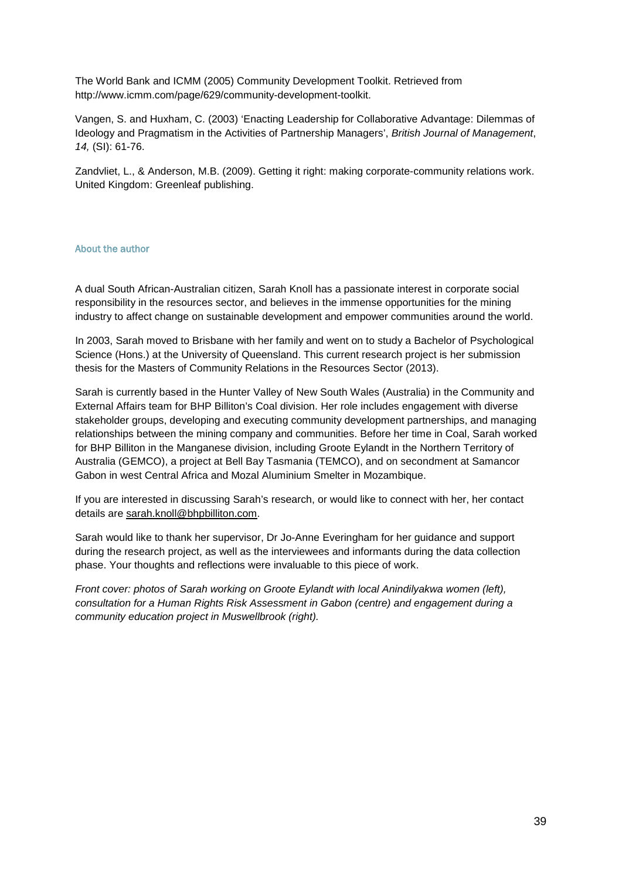The World Bank and ICMM (2005) Community Development Toolkit. Retrieved from http://www.icmm.com/page/629/community-development-toolkit.

Vangen, S. and Huxham, C. (2003) 'Enacting Leadership for Collaborative Advantage: Dilemmas of Ideology and Pragmatism in the Activities of Partnership Managers', *British Journal of Management*, *14,* (SI): 61-76.

Zandvliet, L., & Anderson, M.B. (2009). Getting it right: making corporate-community relations work. United Kingdom: Greenleaf publishing.

## About the author

A dual South African-Australian citizen, Sarah Knoll has a passionate interest in corporate social responsibility in the resources sector, and believes in the immense opportunities for the mining industry to affect change on sustainable development and empower communities around the world.

In 2003, Sarah moved to Brisbane with her family and went on to study a Bachelor of Psychological Science (Hons.) at the University of Queensland. This current research project is her submission thesis for the Masters of Community Relations in the Resources Sector (2013).

Sarah is currently based in the Hunter Valley of New South Wales (Australia) in the Community and External Affairs team for BHP Billiton's Coal division. Her role includes engagement with diverse stakeholder groups, developing and executing community development partnerships, and managing relationships between the mining company and communities. Before her time in Coal, Sarah worked for BHP Billiton in the Manganese division, including Groote Eylandt in the Northern Territory of Australia (GEMCO), a project at Bell Bay Tasmania (TEMCO), and on secondment at Samancor Gabon in west Central Africa and Mozal Aluminium Smelter in Mozambique.

If you are interested in discussing Sarah's research, or would like to connect with her, her contact details are sarah.knoll@bhpbilliton.com.

Sarah would like to thank her supervisor, Dr Jo-Anne Everingham for her guidance and support during the research project, as well as the interviewees and informants during the data collection phase. Your thoughts and reflections were invaluable to this piece of work.

*Front cover: photos of Sarah working on Groote Eylandt with local Anindilyakwa women (left), consultation for a Human Rights Risk Assessment in Gabon (centre) and engagement during a community education project in Muswellbrook (right).*